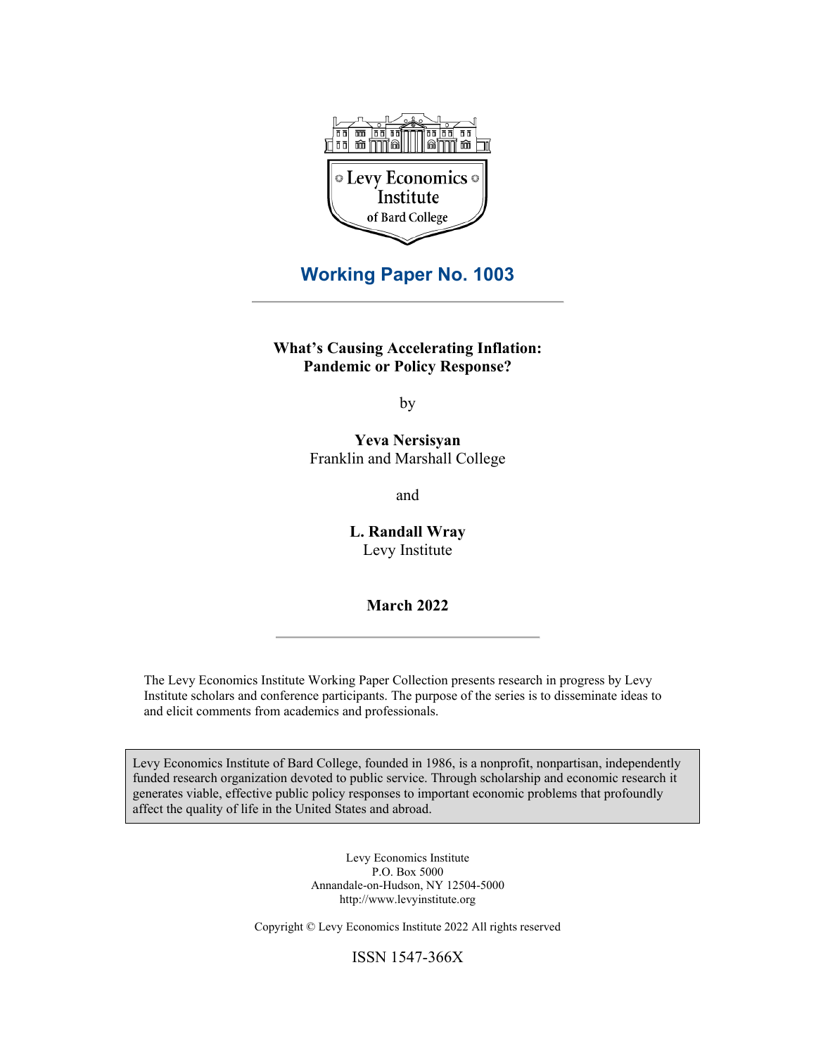Levy Economics Institute of Bard College

## Working Paper No. 1003

**What's Causing Accelerating Inflation: Pandemic or Policy Response?**

by

**Yeva Nersisyan**
Franklin and Marshall College

and

**L. Randall Wray**
Levy Institute

**March 2022**

The Levy Economics Institute Working Paper Collection presents research in progress by Levy Institute scholars and conference participants. The purpose of the series is to disseminate ideas to and elicit comments from academics and professionals.

Levy Economics Institute of Bard College, founded in 1986, is a nonprofit, nonpartisan, independently funded research organization devoted to public service. Through scholarship and economic research it generates viable, effective public policy responses to important economic problems that profoundly affect the quality of life in the United States and abroad.

Levy Economics Institute
P.O. Box 5000
Annandale-on-Hudson, NY 12504-5000
http://www.levyinstitute.org

Copyright © Levy Economics Institute 2022 All rights reserved

ISSN 1547-366X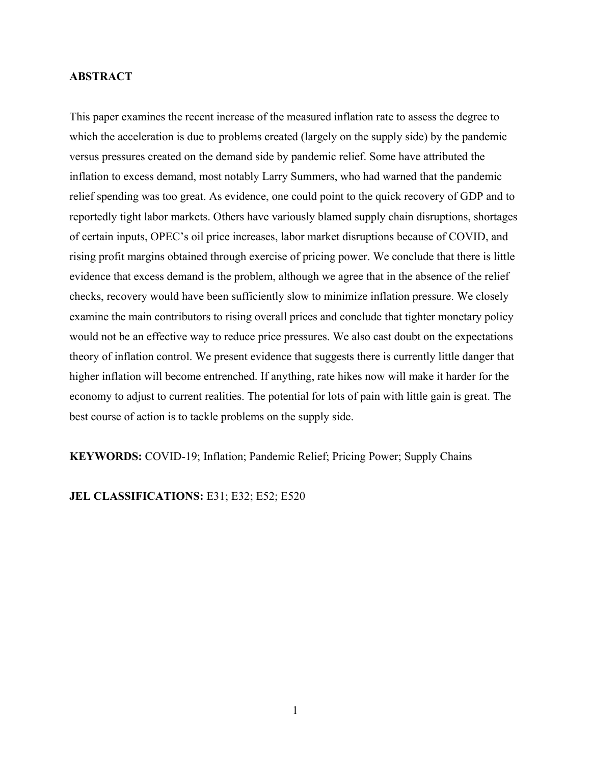**ABSTRACT**

This paper examines the recent increase of the measured inflation rate to assess the degree to which the acceleration is due to problems created (largely on the supply side) by the pandemic versus pressures created on the demand side by pandemic relief. Some have attributed the inflation to excess demand, most notably Larry Summers, who had warned that the pandemic relief spending was too great. As evidence, one could point to the quick recovery of GDP and to reportedly tight labor markets. Others have variously blamed supply chain disruptions, shortages of certain inputs, OPEC's oil price increases, labor market disruptions because of COVID, and rising profit margins obtained through exercise of pricing power. We conclude that there is little evidence that excess demand is the problem, although we agree that in the absence of the relief checks, recovery would have been sufficiently slow to minimize inflation pressure. We closely examine the main contributors to rising overall prices and conclude that tighter monetary policy would not be an effective way to reduce price pressures. We also cast doubt on the expectations theory of inflation control. We present evidence that suggests there is currently little danger that higher inflation will become entrenched. If anything, rate hikes now will make it harder for the economy to adjust to current realities. The potential for lots of pain with little gain is great. The best course of action is to tackle problems on the supply side.

**KEYWORDS:** COVID-19; Inflation; Pandemic Relief; Pricing Power; Supply Chains

**JEL CLASSIFICATIONS:** E31; E32; E52; E520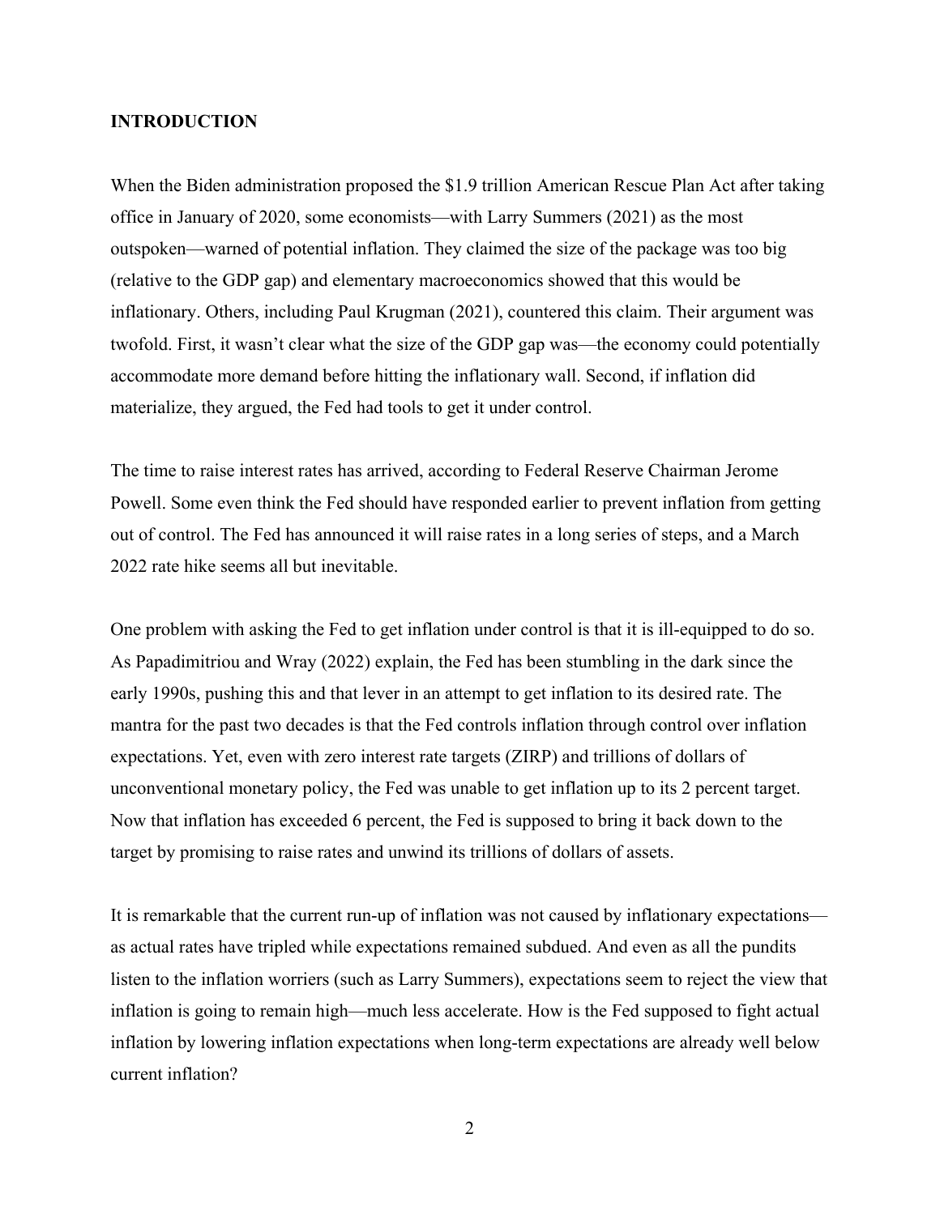**INTRODUCTION**

When the Biden administration proposed the $1.9 trillion American Rescue Plan Act after taking office in January of 2020, some economists—with Larry Summers (2021) as the most outspoken—warned of potential inflation. They claimed the size of the package was too big (relative to the GDP gap) and elementary macroeconomics showed that this would be inflationary. Others, including Paul Krugman (2021), countered this claim. Their argument was twofold. First, it wasn't clear what the size of the GDP gap was—the economy could potentially accommodate more demand before hitting the inflationary wall. Second, if inflation did materialize, they argued, the Fed had tools to get it under control.

The time to raise interest rates has arrived, according to Federal Reserve Chairman Jerome Powell. Some even think the Fed should have responded earlier to prevent inflation from getting out of control. The Fed has announced it will raise rates in a long series of steps, and a March 2022 rate hike seems all but inevitable.

One problem with asking the Fed to get inflation under control is that it is ill-equipped to do so. As Papadimitriou and Wray (2022) explain, the Fed has been stumbling in the dark since the early 1990s, pushing this and that lever in an attempt to get inflation to its desired rate. The mantra for the past two decades is that the Fed controls inflation through control over inflation expectations. Yet, even with zero interest rate targets (ZIRP) and trillions of dollars of unconventional monetary policy, the Fed was unable to get inflation up to its 2 percent target. Now that inflation has exceeded 6 percent, the Fed is supposed to bring it back down to the target by promising to raise rates and unwind its trillions of dollars of assets.

It is remarkable that the current run-up of inflation was not caused by inflationary expectations—as actual rates have tripled while expectations remained subdued. And even as all the pundits listen to the inflation worriers (such as Larry Summers), expectations seem to reject the view that inflation is going to remain high—much less accelerate. How is the Fed supposed to fight actual inflation by lowering inflation expectations when long-term expectations are already well below current inflation?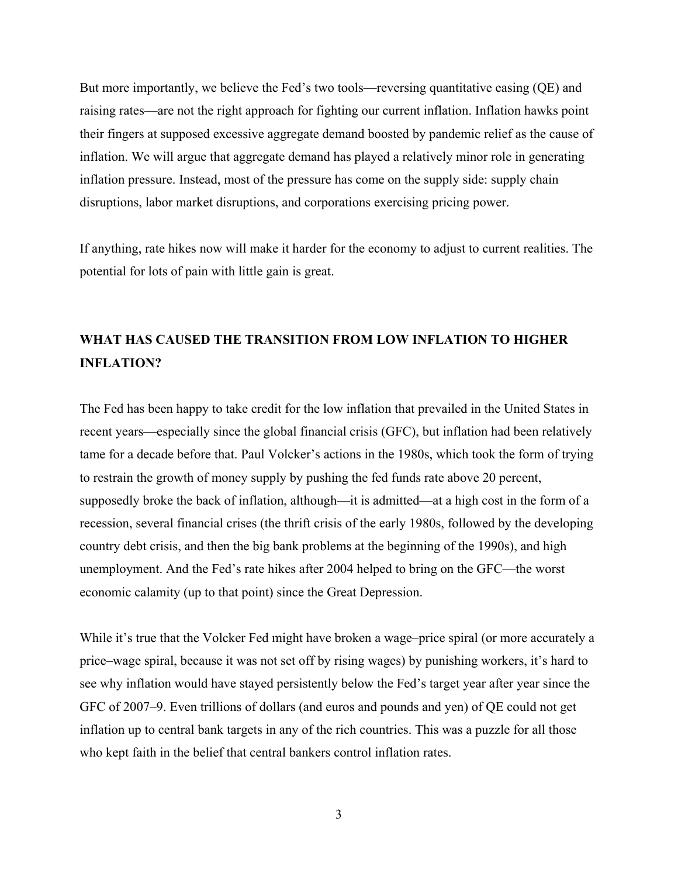But more importantly, we believe the Fed's two tools—reversing quantitative easing (QE) and raising rates—are not the right approach for fighting our current inflation. Inflation hawks point their fingers at supposed excessive aggregate demand boosted by pandemic relief as the cause of inflation. We will argue that aggregate demand has played a relatively minor role in generating inflation pressure. Instead, most of the pressure has come on the supply side: supply chain disruptions, labor market disruptions, and corporations exercising pricing power.

If anything, rate hikes now will make it harder for the economy to adjust to current realities. The potential for lots of pain with little gain is great.

## WHAT HAS CAUSED THE TRANSITION FROM LOW INFLATION TO HIGHER INFLATION?

The Fed has been happy to take credit for the low inflation that prevailed in the United States in recent years—especially since the global financial crisis (GFC), but inflation had been relatively tame for a decade before that. Paul Volcker's actions in the 1980s, which took the form of trying to restrain the growth of money supply by pushing the fed funds rate above 20 percent, supposedly broke the back of inflation, although—it is admitted—at a high cost in the form of a recession, several financial crises (the thrift crisis of the early 1980s, followed by the developing country debt crisis, and then the big bank problems at the beginning of the 1990s), and high unemployment. And the Fed's rate hikes after 2004 helped to bring on the GFC—the worst economic calamity (up to that point) since the Great Depression.

While it's true that the Volcker Fed might have broken a wage–price spiral (or more accurately a price–wage spiral, because it was not set off by rising wages) by punishing workers, it's hard to see why inflation would have stayed persistently below the Fed's target year after year since the GFC of 2007–9. Even trillions of dollars (and euros and pounds and yen) of QE could not get inflation up to central bank targets in any of the rich countries. This was a puzzle for all those who kept faith in the belief that central bankers control inflation rates.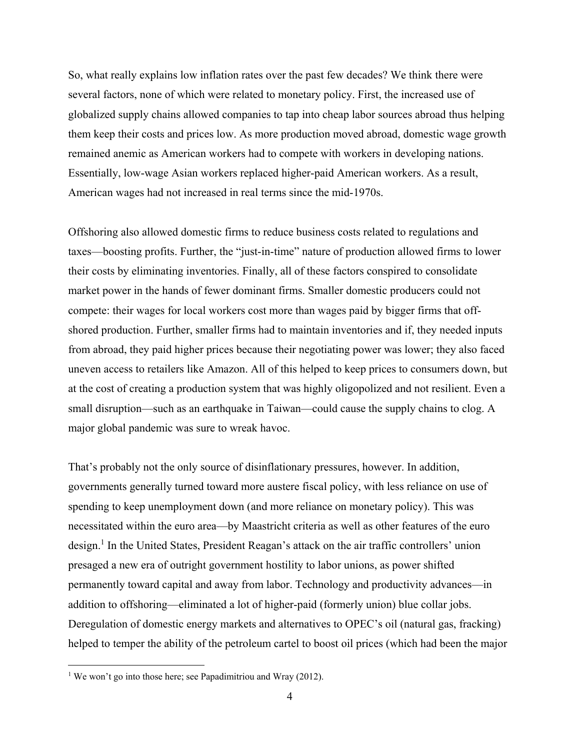So, what really explains low inflation rates over the past few decades? We think there were several factors, none of which were related to monetary policy. First, the increased use of globalized supply chains allowed companies to tap into cheap labor sources abroad thus helping them keep their costs and prices low. As more production moved abroad, domestic wage growth remained anemic as American workers had to compete with workers in developing nations. Essentially, low-wage Asian workers replaced higher-paid American workers. As a result, American wages had not increased in real terms since the mid-1970s.

Offshoring also allowed domestic firms to reduce business costs related to regulations and taxes—boosting profits. Further, the "just-in-time" nature of production allowed firms to lower their costs by eliminating inventories. Finally, all of these factors conspired to consolidate market power in the hands of fewer dominant firms. Smaller domestic producers could not compete: their wages for local workers cost more than wages paid by bigger firms that off-shored production. Further, smaller firms had to maintain inventories and if, they needed inputs from abroad, they paid higher prices because their negotiating power was lower; they also faced uneven access to retailers like Amazon. All of this helped to keep prices to consumers down, but at the cost of creating a production system that was highly oligopolized and not resilient. Even a small disruption—such as an earthquake in Taiwan—could cause the supply chains to clog. A major global pandemic was sure to wreak havoc.

That's probably not the only source of disinflationary pressures, however. In addition, governments generally turned toward more austere fiscal policy, with less reliance on use of spending to keep unemployment down (and more reliance on monetary policy). This was necessitated within the euro area—by Maastricht criteria as well as other features of the euro design.[1] In the United States, President Reagan's attack on the air traffic controllers' union presaged a new era of outright government hostility to labor unions, as power shifted permanently toward capital and away from labor. Technology and productivity advances—in addition to offshoring—eliminated a lot of higher-paid (formerly union) blue collar jobs. Deregulation of domestic energy markets and alternatives to OPEC's oil (natural gas, fracking) helped to temper the ability of the petroleum cartel to boost oil prices (which had been the major

[1] We won't go into those here; see Papadimitriou and Wray (2012).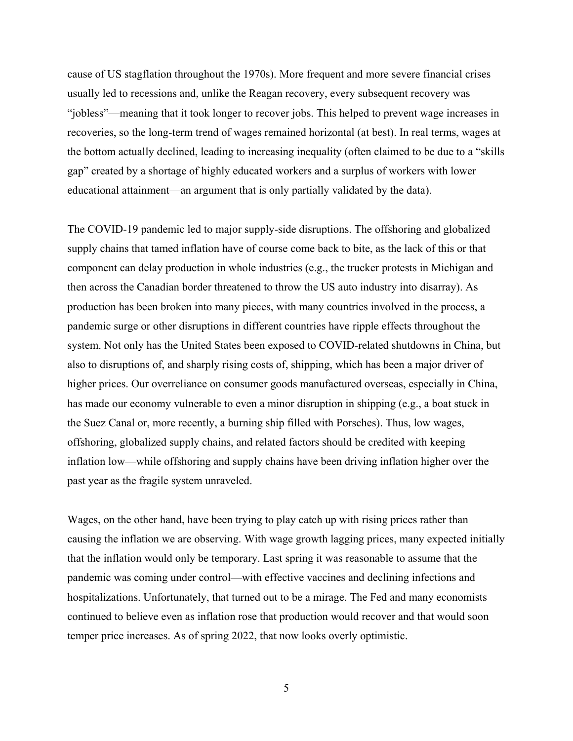cause of US stagflation throughout the 1970s). More frequent and more severe financial crises usually led to recessions and, unlike the Reagan recovery, every subsequent recovery was "jobless"—meaning that it took longer to recover jobs. This helped to prevent wage increases in recoveries, so the long-term trend of wages remained horizontal (at best). In real terms, wages at the bottom actually declined, leading to increasing inequality (often claimed to be due to a "skills gap" created by a shortage of highly educated workers and a surplus of workers with lower educational attainment—an argument that is only partially validated by the data).

The COVID-19 pandemic led to major supply-side disruptions. The offshoring and globalized supply chains that tamed inflation have of course come back to bite, as the lack of this or that component can delay production in whole industries (e.g., the trucker protests in Michigan and then across the Canadian border threatened to throw the US auto industry into disarray). As production has been broken into many pieces, with many countries involved in the process, a pandemic surge or other disruptions in different countries have ripple effects throughout the system. Not only has the United States been exposed to COVID-related shutdowns in China, but also to disruptions of, and sharply rising costs of, shipping, which has been a major driver of higher prices. Our overreliance on consumer goods manufactured overseas, especially in China, has made our economy vulnerable to even a minor disruption in shipping (e.g., a boat stuck in the Suez Canal or, more recently, a burning ship filled with Porsches). Thus, low wages, offshoring, globalized supply chains, and related factors should be credited with keeping inflation low—while offshoring and supply chains have been driving inflation higher over the past year as the fragile system unraveled.

Wages, on the other hand, have been trying to play catch up with rising prices rather than causing the inflation we are observing. With wage growth lagging prices, many expected initially that the inflation would only be temporary. Last spring it was reasonable to assume that the pandemic was coming under control—with effective vaccines and declining infections and hospitalizations. Unfortunately, that turned out to be a mirage. The Fed and many economists continued to believe even as inflation rose that production would recover and that would soon temper price increases. As of spring 2022, that now looks overly optimistic.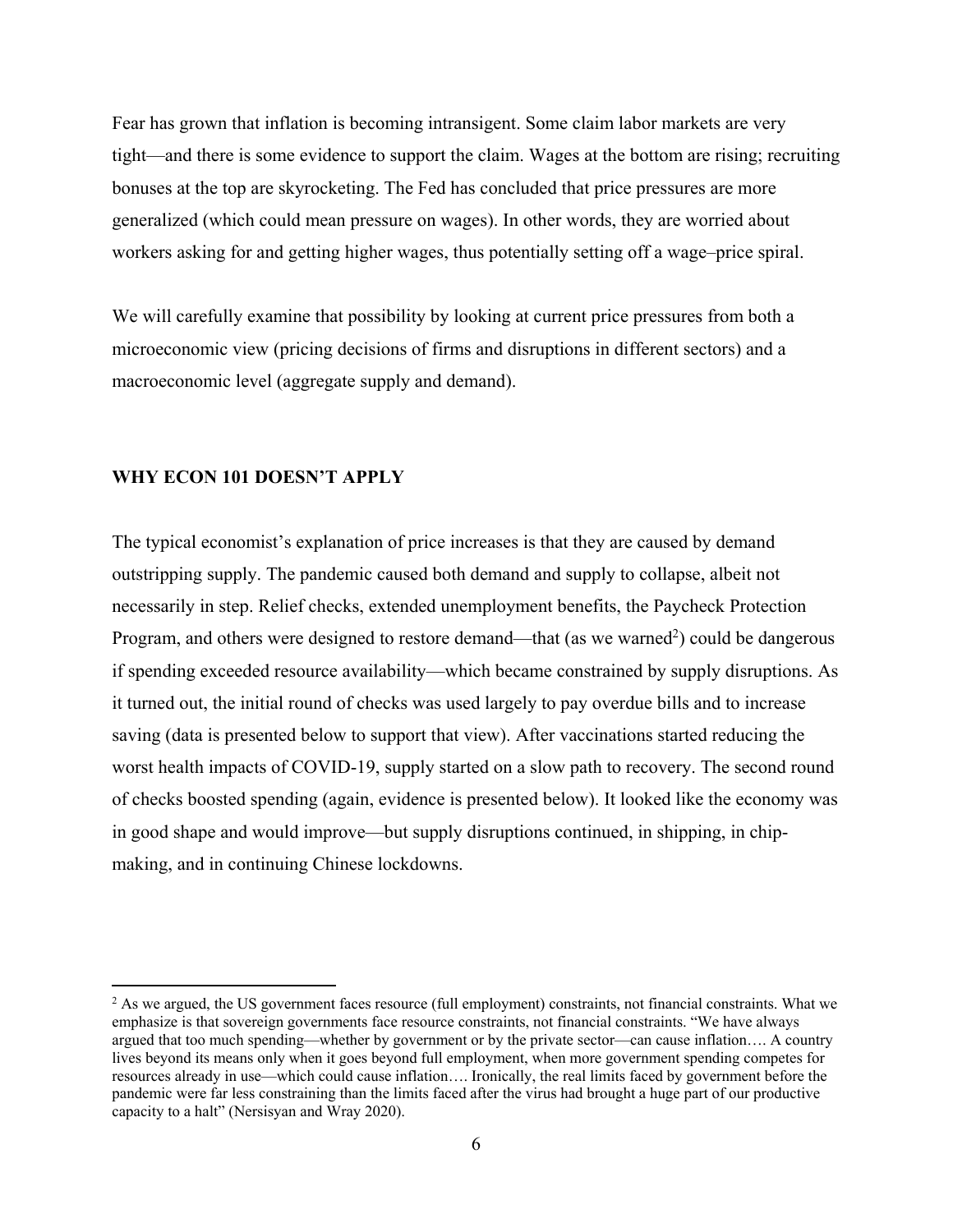Fear has grown that inflation is becoming intransigent. Some claim labor markets are very tight—and there is some evidence to support the claim. Wages at the bottom are rising; recruiting bonuses at the top are skyrocketing. The Fed has concluded that price pressures are more generalized (which could mean pressure on wages). In other words, they are worried about workers asking for and getting higher wages, thus potentially setting off a wage–price spiral.

We will carefully examine that possibility by looking at current price pressures from both a microeconomic view (pricing decisions of firms and disruptions in different sectors) and a macroeconomic level (aggregate supply and demand).

## WHY ECON 101 DOESN'T APPLY

The typical economist's explanation of price increases is that they are caused by demand outstripping supply. The pandemic caused both demand and supply to collapse, albeit not necessarily in step. Relief checks, extended unemployment benefits, the Paycheck Protection Program, and others were designed to restore demand—that (as we warned[2]) could be dangerous if spending exceeded resource availability—which became constrained by supply disruptions. As it turned out, the initial round of checks was used largely to pay overdue bills and to increase saving (data is presented below to support that view). After vaccinations started reducing the worst health impacts of COVID-19, supply started on a slow path to recovery. The second round of checks boosted spending (again, evidence is presented below). It looked like the economy was in good shape and would improve—but supply disruptions continued, in shipping, in chip-making, and in continuing Chinese lockdowns.

---

[2] As we argued, the US government faces resource (full employment) constraints, not financial constraints. What we emphasize is that sovereign governments face resource constraints, not financial constraints. "We have always argued that too much spending—whether by government or by the private sector—can cause inflation…. A country lives beyond its means only when it goes beyond full employment, when more government spending competes for resources already in use—which could cause inflation…. Ironically, the real limits faced by government before the pandemic were far less constraining than the limits faced after the virus had brought a huge part of our productive capacity to a halt" (Nersisyan and Wray 2020).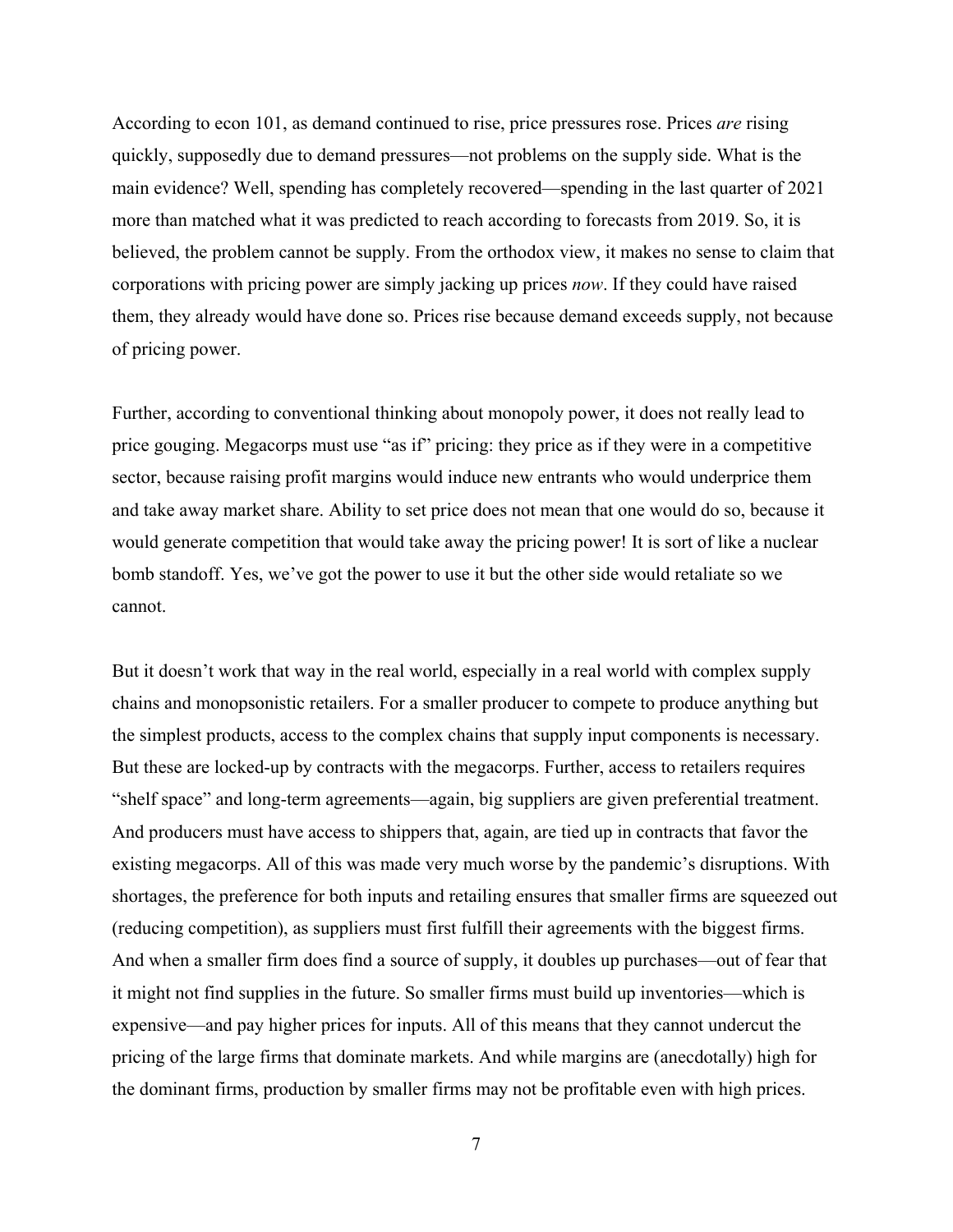According to econ 101, as demand continued to rise, price pressures rose. Prices *are* rising quickly, supposedly due to demand pressures—not problems on the supply side. What is the main evidence? Well, spending has completely recovered—spending in the last quarter of 2021 more than matched what it was predicted to reach according to forecasts from 2019. So, it is believed, the problem cannot be supply. From the orthodox view, it makes no sense to claim that corporations with pricing power are simply jacking up prices *now*. If they could have raised them, they already would have done so. Prices rise because demand exceeds supply, not because of pricing power.

Further, according to conventional thinking about monopoly power, it does not really lead to price gouging. Megacorps must use "as if" pricing: they price as if they were in a competitive sector, because raising profit margins would induce new entrants who would underprice them and take away market share. Ability to set price does not mean that one would do so, because it would generate competition that would take away the pricing power! It is sort of like a nuclear bomb standoff. Yes, we've got the power to use it but the other side would retaliate so we cannot.

But it doesn't work that way in the real world, especially in a real world with complex supply chains and monopsonistic retailers. For a smaller producer to compete to produce anything but the simplest products, access to the complex chains that supply input components is necessary. But these are locked-up by contracts with the megacorps. Further, access to retailers requires "shelf space" and long-term agreements—again, big suppliers are given preferential treatment. And producers must have access to shippers that, again, are tied up in contracts that favor the existing megacorps. All of this was made very much worse by the pandemic's disruptions. With shortages, the preference for both inputs and retailing ensures that smaller firms are squeezed out (reducing competition), as suppliers must first fulfill their agreements with the biggest firms. And when a smaller firm does find a source of supply, it doubles up purchases—out of fear that it might not find supplies in the future. So smaller firms must build up inventories—which is expensive—and pay higher prices for inputs. All of this means that they cannot undercut the pricing of the large firms that dominate markets. And while margins are (anecdotally) high for the dominant firms, production by smaller firms may not be profitable even with high prices.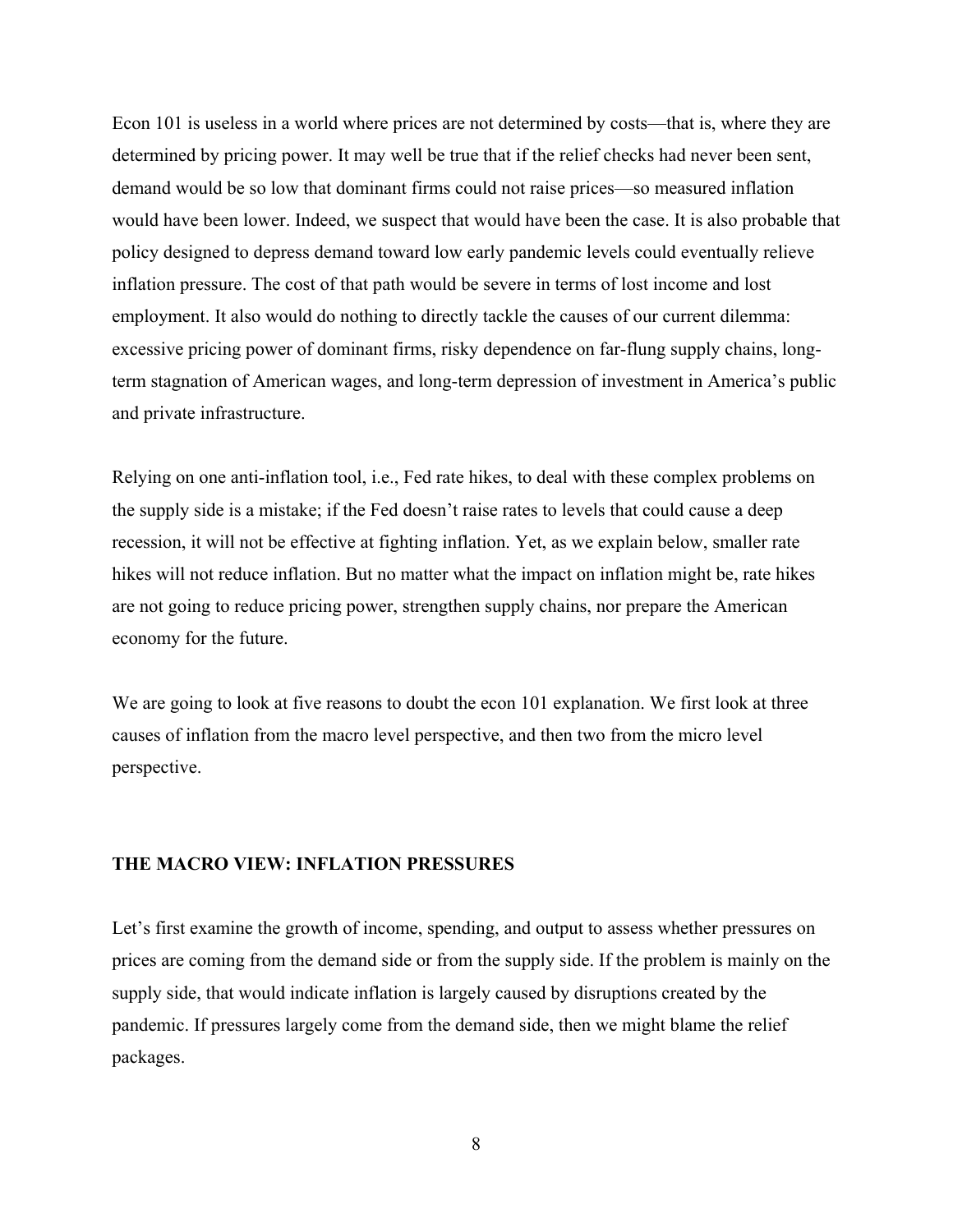Econ 101 is useless in a world where prices are not determined by costs—that is, where they are determined by pricing power. It may well be true that if the relief checks had never been sent, demand would be so low that dominant firms could not raise prices—so measured inflation would have been lower. Indeed, we suspect that would have been the case. It is also probable that policy designed to depress demand toward low early pandemic levels could eventually relieve inflation pressure. The cost of that path would be severe in terms of lost income and lost employment. It also would do nothing to directly tackle the causes of our current dilemma: excessive pricing power of dominant firms, risky dependence on far-flung supply chains, long-term stagnation of American wages, and long-term depression of investment in America's public and private infrastructure.

Relying on one anti-inflation tool, i.e., Fed rate hikes, to deal with these complex problems on the supply side is a mistake; if the Fed doesn't raise rates to levels that could cause a deep recession, it will not be effective at fighting inflation. Yet, as we explain below, smaller rate hikes will not reduce inflation. But no matter what the impact on inflation might be, rate hikes are not going to reduce pricing power, strengthen supply chains, nor prepare the American economy for the future.

We are going to look at five reasons to doubt the econ 101 explanation. We first look at three causes of inflation from the macro level perspective, and then two from the micro level perspective.

## THE MACRO VIEW: INFLATION PRESSURES

Let's first examine the growth of income, spending, and output to assess whether pressures on prices are coming from the demand side or from the supply side. If the problem is mainly on the supply side, that would indicate inflation is largely caused by disruptions created by the pandemic. If pressures largely come from the demand side, then we might blame the relief packages.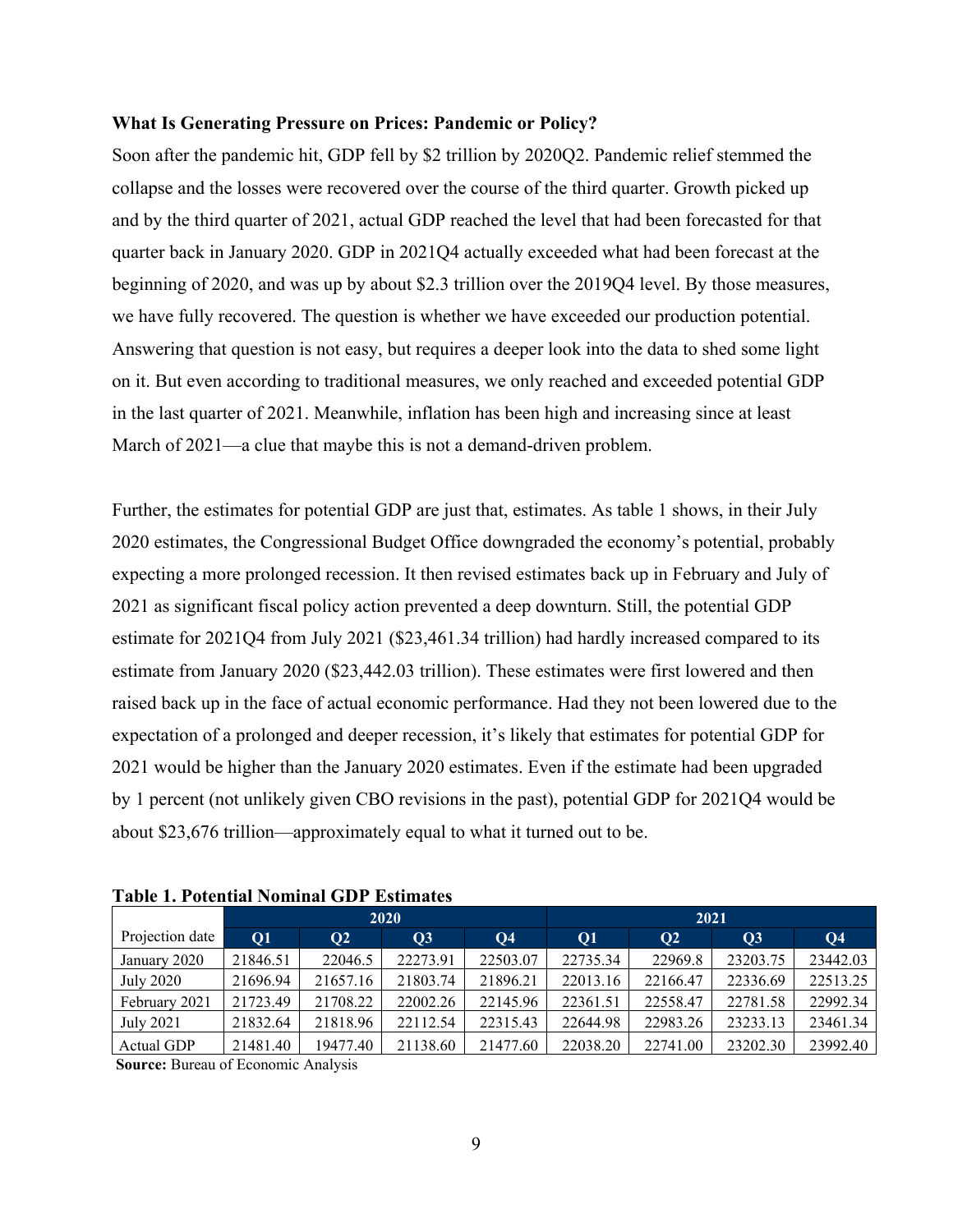**What Is Generating Pressure on Prices: Pandemic or Policy?**

Soon after the pandemic hit, GDP fell by $2 trillion by 2020Q2. Pandemic relief stemmed the collapse and the losses were recovered over the course of the third quarter. Growth picked up and by the third quarter of 2021, actual GDP reached the level that had been forecasted for that quarter back in January 2020. GDP in 2021Q4 actually exceeded what had been forecast at the beginning of 2020, and was up by about $2.3 trillion over the 2019Q4 level. By those measures, we have fully recovered. The question is whether we have exceeded our production potential. Answering that question is not easy, but requires a deeper look into the data to shed some light on it. But even according to traditional measures, we only reached and exceeded potential GDP in the last quarter of 2021. Meanwhile, inflation has been high and increasing since at least March of 2021—a clue that maybe this is not a demand-driven problem.

Further, the estimates for potential GDP are just that, estimates. As table 1 shows, in their July 2020 estimates, the Congressional Budget Office downgraded the economy's potential, probably expecting a more prolonged recession. It then revised estimates back up in February and July of 2021 as significant fiscal policy action prevented a deep downturn. Still, the potential GDP estimate for 2021Q4 from July 2021 ($23,461.34 trillion) had hardly increased compared to its estimate from January 2020 ($23,442.03 trillion). These estimates were first lowered and then raised back up in the face of actual economic performance. Had they not been lowered due to the expectation of a prolonged and deeper recession, it's likely that estimates for potential GDP for 2021 would be higher than the January 2020 estimates. Even if the estimate had been upgraded by 1 percent (not unlikely given CBO revisions in the past), potential GDP for 2021Q4 would be about $23,676 trillion—approximately equal to what it turned out to be.

**Table 1. Potential Nominal GDP Estimates**

| | 2020 | | | | 2021 | | | |
|---|---|---|---|---|---|---|---|---|
| Projection date | Q1 | Q2 | Q3 | Q4 | Q1 | Q2 | Q3 | Q4 |
| January 2020 | 21846.51 | 22046.5 | 22273.91 | 22503.07 | 22735.34 | 22969.8 | 23203.75 | 23442.03 |
| July 2020 | 21696.94 | 21657.16 | 21803.74 | 21896.21 | 22013.16 | 22166.47 | 22336.69 | 22513.25 |
| February 2021 | 21723.49 | 21708.22 | 22002.26 | 22145.96 | 22361.51 | 22558.47 | 22781.58 | 22992.34 |
| July 2021 | 21832.64 | 21818.96 | 22112.54 | 22315.43 | 22644.98 | 22983.26 | 23233.13 | 23461.34 |
| Actual GDP | 21481.40 | 19477.40 | 21138.60 | 21477.60 | 22038.20 | 22741.00 | 23202.30 | 23992.40 |

**Source:** Bureau of Economic Analysis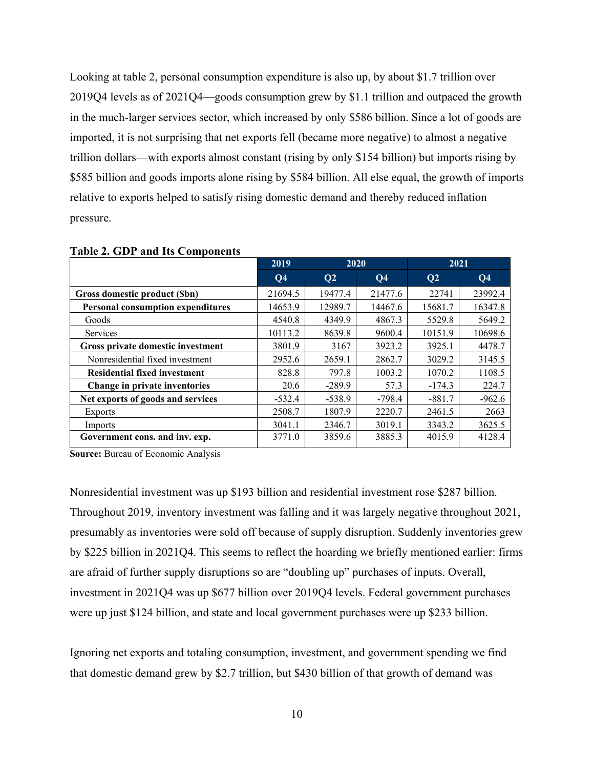Looking at table 2, personal consumption expenditure is also up, by about $1.7 trillion over 2019Q4 levels as of 2021Q4—goods consumption grew by $1.1 trillion and outpaced the growth in the much-larger services sector, which increased by only $586 billion. Since a lot of goods are imported, it is not surprising that net exports fell (became more negative) to almost a negative trillion dollars—with exports almost constant (rising by only $154 billion) but imports rising by $585 billion and goods imports alone rising by $584 billion. All else equal, the growth of imports relative to exports helped to satisfy rising domestic demand and thereby reduced inflation pressure.

**Table 2. GDP and Its Components**

| | 2019 | 2020 | | 2021 | |
|---|---|---|---|---|---|
| | Q4 | Q2 | Q4 | Q2 | Q4 |
| **Gross domestic product ($bn)** | 21694.5 | 19477.4 | 21477.6 | 22741 | 23992.4 |
| **Personal consumption expenditures** | 14653.9 | 12989.7 | 14467.6 | 15681.7 | 16347.8 |
| Goods | 4540.8 | 4349.9 | 4867.3 | 5529.8 | 5649.2 |
| Services | 10113.2 | 8639.8 | 9600.4 | 10151.9 | 10698.6 |
| **Gross private domestic investment** | 3801.9 | 3167 | 3923.2 | 3925.1 | 4478.7 |
| Nonresidential fixed investment | 2952.6 | 2659.1 | 2862.7 | 3029.2 | 3145.5 |
| **Residential fixed investment** | 828.8 | 797.8 | 1003.2 | 1070.2 | 1108.5 |
| **Change in private inventories** | 20.6 | -289.9 | 57.3 | -174.3 | 224.7 |
| **Net exports of goods and services** | -532.4 | -538.9 | -798.4 | -881.7 | -962.6 |
| Exports | 2508.7 | 1807.9 | 2220.7 | 2461.5 | 2663 |
| Imports | 3041.1 | 2346.7 | 3019.1 | 3343.2 | 3625.5 |
| **Government cons. and inv. exp.** | 3771.0 | 3859.6 | 3885.3 | 4015.9 | 4128.4 |

**Source:** Bureau of Economic Analysis

Nonresidential investment was up $193 billion and residential investment rose $287 billion. Throughout 2019, inventory investment was falling and it was largely negative throughout 2021, presumably as inventories were sold off because of supply disruption. Suddenly inventories grew by $225 billion in 2021Q4. This seems to reflect the hoarding we briefly mentioned earlier: firms are afraid of further supply disruptions so are "doubling up" purchases of inputs. Overall, investment in 2021Q4 was up $677 billion over 2019Q4 levels. Federal government purchases were up just $124 billion, and state and local government purchases were up $233 billion.

Ignoring net exports and totaling consumption, investment, and government spending we find that domestic demand grew by $2.7 trillion, but $430 billion of that growth of demand was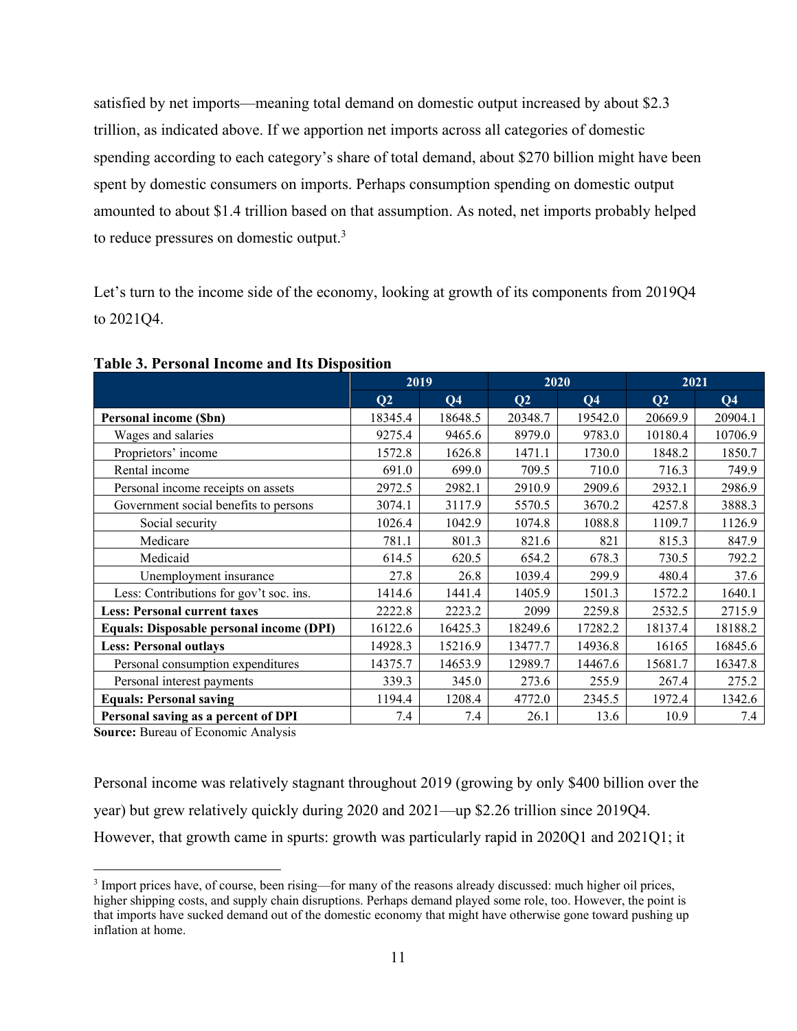satisfied by net imports—meaning total demand on domestic output increased by about $2.3 trillion, as indicated above. If we apportion net imports across all categories of domestic spending according to each category's share of total demand, about $270 billion might have been spent by domestic consumers on imports. Perhaps consumption spending on domestic output amounted to about $1.4 trillion based on that assumption. As noted, net imports probably helped to reduce pressures on domestic output.[3]

Let's turn to the income side of the economy, looking at growth of its components from 2019Q4 to 2021Q4.

**Table 3. Personal Income and Its Disposition**

| | 2019 | | 2020 | | 2021 | |
|---|---|---|---|---|---|---|
| | Q2 | Q4 | Q2 | Q4 | Q2 | Q4 |
| **Personal income ($bn)** | 18345.4 | 18648.5 | 20348.7 | 19542.0 | 20669.9 | 20904.1 |
| Wages and salaries | 9275.4 | 9465.6 | 8979.0 | 9783.0 | 10180.4 | 10706.9 |
| Proprietors' income | 1572.8 | 1626.8 | 1471.1 | 1730.0 | 1848.2 | 1850.7 |
| Rental income | 691.0 | 699.0 | 709.5 | 710.0 | 716.3 | 749.9 |
| Personal income receipts on assets | 2972.5 | 2982.1 | 2910.9 | 2909.6 | 2932.1 | 2986.9 |
| Government social benefits to persons | 3074.1 | 3117.9 | 5570.5 | 3670.2 | 4257.8 | 3888.3 |
| Social security | 1026.4 | 1042.9 | 1074.8 | 1088.8 | 1109.7 | 1126.9 |
| Medicare | 781.1 | 801.3 | 821.6 | 821 | 815.3 | 847.9 |
| Medicaid | 614.5 | 620.5 | 654.2 | 678.3 | 730.5 | 792.2 |
| Unemployment insurance | 27.8 | 26.8 | 1039.4 | 299.9 | 480.4 | 37.6 |
| Less: Contributions for gov't soc. ins. | 1414.6 | 1441.4 | 1405.9 | 1501.3 | 1572.2 | 1640.1 |
| **Less: Personal current taxes** | 2222.8 | 2223.2 | 2099 | 2259.8 | 2532.5 | 2715.9 |
| **Equals: Disposable personal income (DPI)** | 16122.6 | 16425.3 | 18249.6 | 17282.2 | 18137.4 | 18188.2 |
| **Less: Personal outlays** | 14928.3 | 15216.9 | 13477.7 | 14936.8 | 16165 | 16845.6 |
| Personal consumption expenditures | 14375.7 | 14653.9 | 12989.7 | 14467.6 | 15681.7 | 16347.8 |
| Personal interest payments | 339.3 | 345.0 | 273.6 | 255.9 | 267.4 | 275.2 |
| **Equals: Personal saving** | 1194.4 | 1208.4 | 4772.0 | 2345.5 | 1972.4 | 1342.6 |
| **Personal saving as a percent of DPI** | 7.4 | 7.4 | 26.1 | 13.6 | 10.9 | 7.4 |

**Source:** Bureau of Economic Analysis

Personal income was relatively stagnant throughout 2019 (growing by only $400 billion over the year) but grew relatively quickly during 2020 and 2021—up $2.26 trillion since 2019Q4. However, that growth came in spurts: growth was particularly rapid in 2020Q1 and 2021Q1; it

[3] Import prices have, of course, been rising—for many of the reasons already discussed: much higher oil prices, higher shipping costs, and supply chain disruptions. Perhaps demand played some role, too. However, the point is that imports have sucked demand out of the domestic economy that might have otherwise gone toward pushing up inflation at home.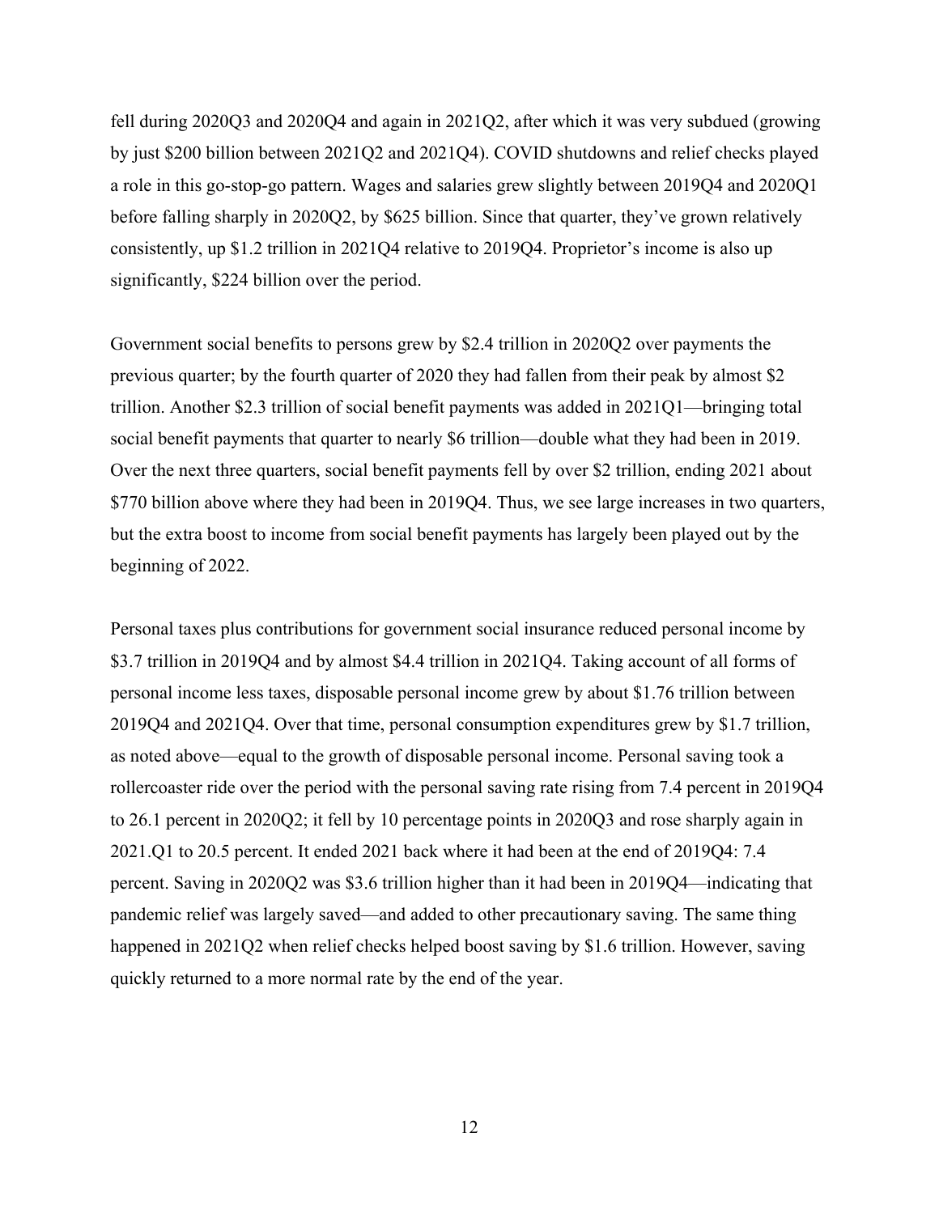fell during 2020Q3 and 2020Q4 and again in 2021Q2, after which it was very subdued (growing by just $200 billion between 2021Q2 and 2021Q4). COVID shutdowns and relief checks played a role in this go-stop-go pattern. Wages and salaries grew slightly between 2019Q4 and 2020Q1 before falling sharply in 2020Q2, by $625 billion. Since that quarter, they've grown relatively consistently, up $1.2 trillion in 2021Q4 relative to 2019Q4. Proprietor's income is also up significantly, $224 billion over the period.

Government social benefits to persons grew by $2.4 trillion in 2020Q2 over payments the previous quarter; by the fourth quarter of 2020 they had fallen from their peak by almost $2 trillion. Another $2.3 trillion of social benefit payments was added in 2021Q1—bringing total social benefit payments that quarter to nearly $6 trillion—double what they had been in 2019. Over the next three quarters, social benefit payments fell by over $2 trillion, ending 2021 about $770 billion above where they had been in 2019Q4. Thus, we see large increases in two quarters, but the extra boost to income from social benefit payments has largely been played out by the beginning of 2022.

Personal taxes plus contributions for government social insurance reduced personal income by $3.7 trillion in 2019Q4 and by almost $4.4 trillion in 2021Q4. Taking account of all forms of personal income less taxes, disposable personal income grew by about $1.76 trillion between 2019Q4 and 2021Q4. Over that time, personal consumption expenditures grew by $1.7 trillion, as noted above—equal to the growth of disposable personal income. Personal saving took a rollercoaster ride over the period with the personal saving rate rising from 7.4 percent in 2019Q4 to 26.1 percent in 2020Q2; it fell by 10 percentage points in 2020Q3 and rose sharply again in 2021.Q1 to 20.5 percent. It ended 2021 back where it had been at the end of 2019Q4: 7.4 percent. Saving in 2020Q2 was $3.6 trillion higher than it had been in 2019Q4—indicating that pandemic relief was largely saved—and added to other precautionary saving. The same thing happened in 2021Q2 when relief checks helped boost saving by $1.6 trillion. However, saving quickly returned to a more normal rate by the end of the year.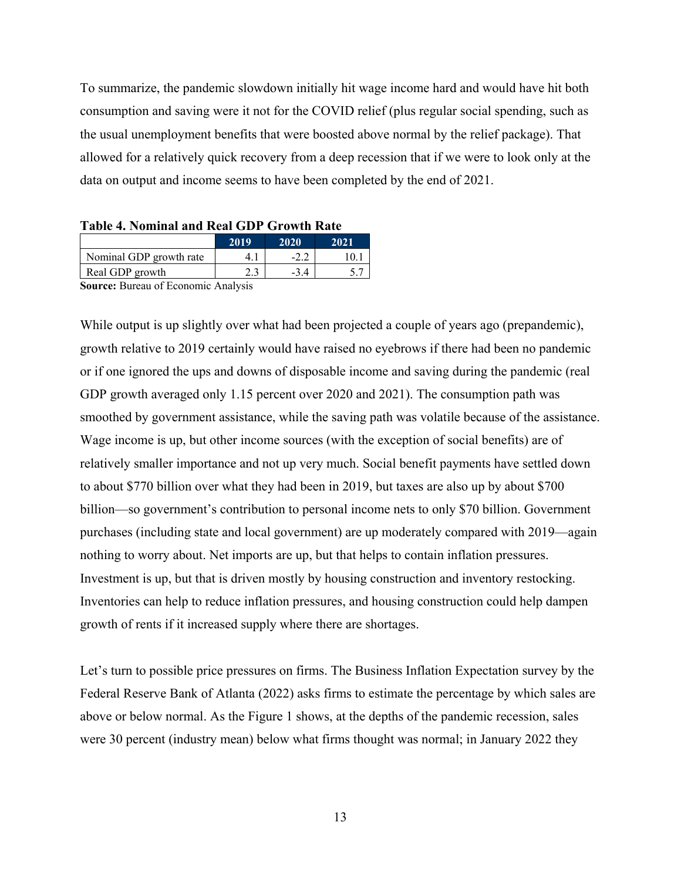To summarize, the pandemic slowdown initially hit wage income hard and would have hit both consumption and saving were it not for the COVID relief (plus regular social spending, such as the usual unemployment benefits that were boosted above normal by the relief package). That allowed for a relatively quick recovery from a deep recession that if we were to look only at the data on output and income seems to have been completed by the end of 2021.

**Table 4. Nominal and Real GDP Growth Rate**

| | 2019 | 2020 | 2021 |
|---|---|---|---|
| Nominal GDP growth rate | 4.1 | -2.2 | 10.1 |
| Real GDP growth | 2.3 | -3.4 | 5.7 |

**Source:** Bureau of Economic Analysis

While output is up slightly over what had been projected a couple of years ago (prepandemic), growth relative to 2019 certainly would have raised no eyebrows if there had been no pandemic or if one ignored the ups and downs of disposable income and saving during the pandemic (real GDP growth averaged only 1.15 percent over 2020 and 2021). The consumption path was smoothed by government assistance, while the saving path was volatile because of the assistance. Wage income is up, but other income sources (with the exception of social benefits) are of relatively smaller importance and not up very much. Social benefit payments have settled down to about \$770 billion over what they had been in 2019, but taxes are also up by about \$700 billion—so government's contribution to personal income nets to only \$70 billion. Government purchases (including state and local government) are up moderately compared with 2019—again nothing to worry about. Net imports are up, but that helps to contain inflation pressures. Investment is up, but that is driven mostly by housing construction and inventory restocking. Inventories can help to reduce inflation pressures, and housing construction could help dampen growth of rents if it increased supply where there are shortages.

Let's turn to possible price pressures on firms. The Business Inflation Expectation survey by the Federal Reserve Bank of Atlanta (2022) asks firms to estimate the percentage by which sales are above or below normal. As the Figure 1 shows, at the depths of the pandemic recession, sales were 30 percent (industry mean) below what firms thought was normal; in January 2022 they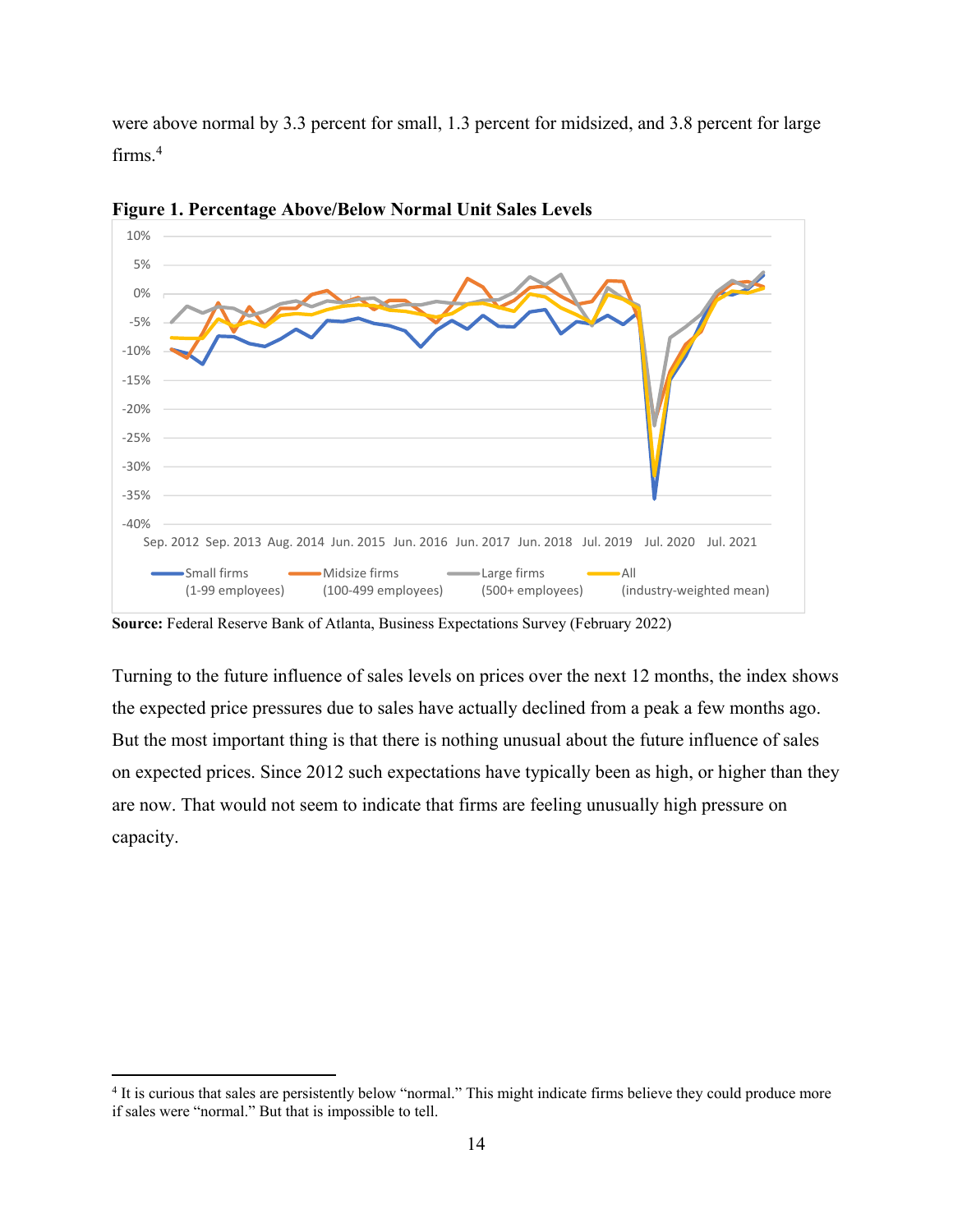were above normal by 3.3 percent for small, 1.3 percent for midsized, and 3.8 percent for large firms.[4]

**Figure 1. Percentage Above/Below Normal Unit Sales Levels**

**Source:** Federal Reserve Bank of Atlanta, Business Expectations Survey (February 2022)

Turning to the future influence of sales levels on prices over the next 12 months, the index shows the expected price pressures due to sales have actually declined from a peak a few months ago. But the most important thing is that there is nothing unusual about the future influence of sales on expected prices. Since 2012 such expectations have typically been as high, or higher than they are now. That would not seem to indicate that firms are feeling unusually high pressure on capacity.

[4] It is curious that sales are persistently below "normal." This might indicate firms believe they could produce more if sales were "normal." But that is impossible to tell.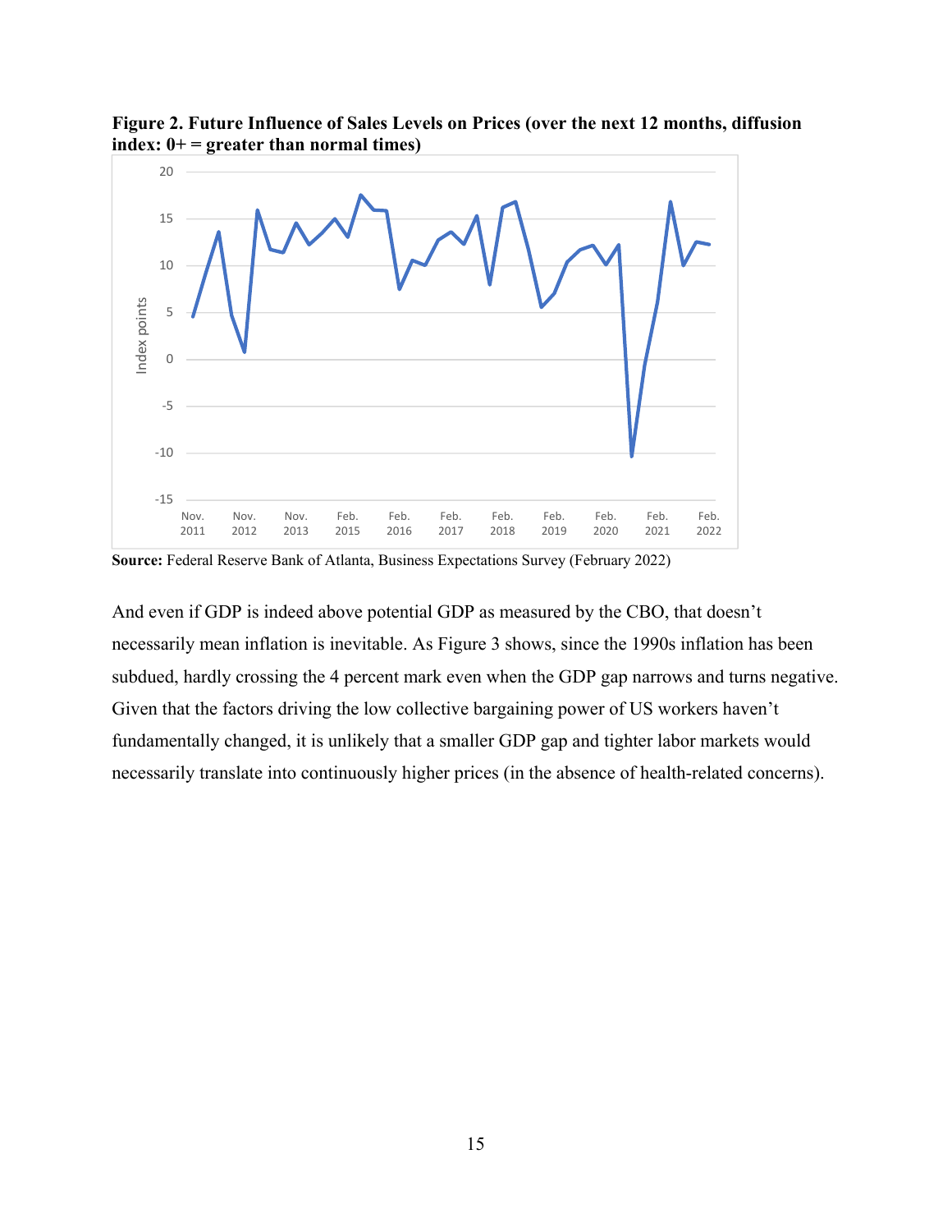**Figure 2. Future Influence of Sales Levels on Prices (over the next 12 months, diffusion index: 0+ = greater than normal times)**

**Source:** Federal Reserve Bank of Atlanta, Business Expectations Survey (February 2022)

And even if GDP is indeed above potential GDP as measured by the CBO, that doesn't necessarily mean inflation is inevitable. As Figure 3 shows, since the 1990s inflation has been subdued, hardly crossing the 4 percent mark even when the GDP gap narrows and turns negative. Given that the factors driving the low collective bargaining power of US workers haven't fundamentally changed, it is unlikely that a smaller GDP gap and tighter labor markets would necessarily translate into continuously higher prices (in the absence of health-related concerns).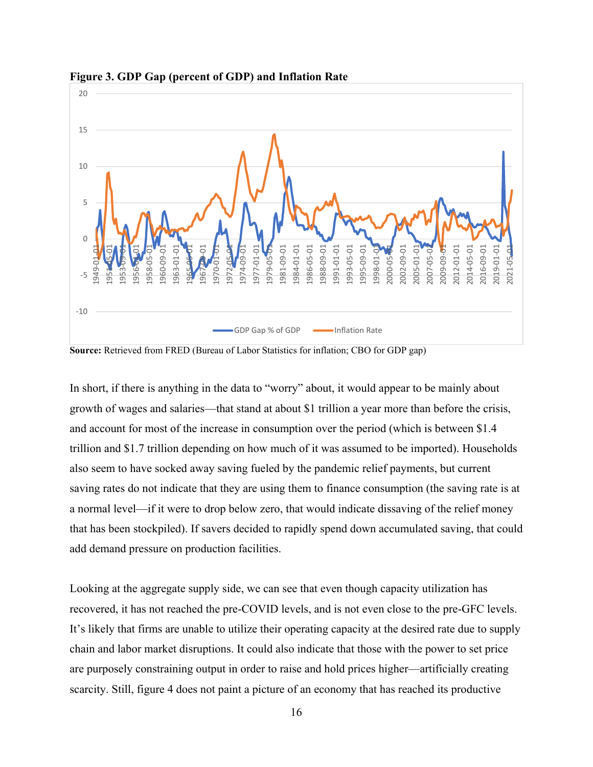**Figure 3. GDP Gap (percent of GDP) and Inflation Rate**

**Source:** Retrieved from FRED (Bureau of Labor Statistics for inflation; CBO for GDP gap)

In short, if there is anything in the data to "worry" about, it would appear to be mainly about growth of wages and salaries—that stand at about $1 trillion a year more than before the crisis, and account for most of the increase in consumption over the period (which is between $1.4 trillion and $1.7 trillion depending on how much of it was assumed to be imported). Households also seem to have socked away saving fueled by the pandemic relief payments, but current saving rates do not indicate that they are using them to finance consumption (the saving rate is at a normal level—if it were to drop below zero, that would indicate dissaving of the relief money that has been stockpiled). If savers decided to rapidly spend down accumulated saving, that could add demand pressure on production facilities.

Looking at the aggregate supply side, we can see that even though capacity utilization has recovered, it has not reached the pre-COVID levels, and is not even close to the pre-GFC levels. It's likely that firms are unable to utilize their operating capacity at the desired rate due to supply chain and labor market disruptions. It could also indicate that those with the power to set price are purposely constraining output in order to raise and hold prices higher—artificially creating scarcity. Still, figure 4 does not paint a picture of an economy that has reached its productive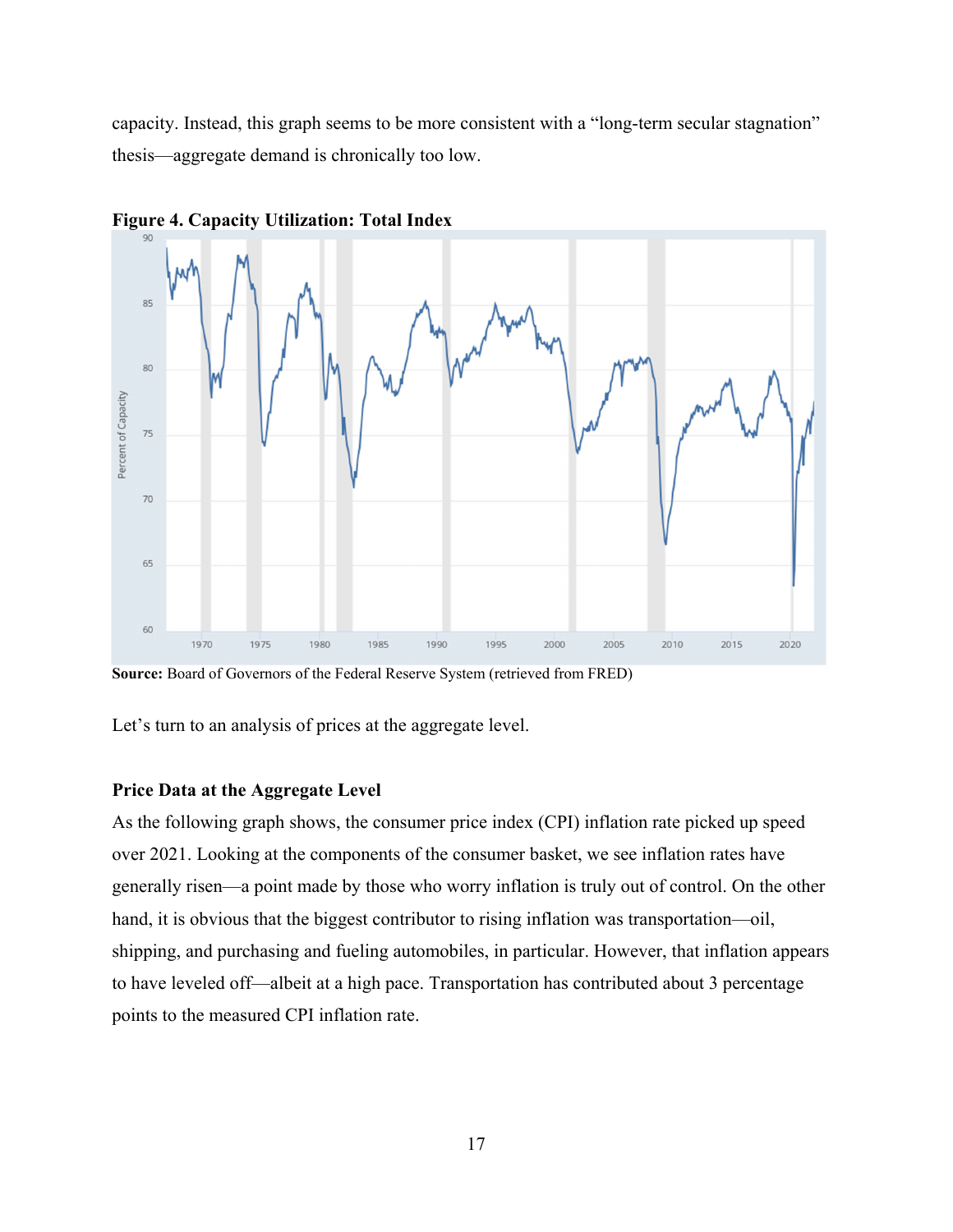capacity. Instead, this graph seems to be more consistent with a "long-term secular stagnation" thesis—aggregate demand is chronically too low.

**Figure 4. Capacity Utilization: Total Index**

**Source:** Board of Governors of the Federal Reserve System (retrieved from FRED)

Let's turn to an analysis of prices at the aggregate level.

### Price Data at the Aggregate Level

As the following graph shows, the consumer price index (CPI) inflation rate picked up speed over 2021. Looking at the components of the consumer basket, we see inflation rates have generally risen—a point made by those who worry inflation is truly out of control. On the other hand, it is obvious that the biggest contributor to rising inflation was transportation—oil, shipping, and purchasing and fueling automobiles, in particular. However, that inflation appears to have leveled off—albeit at a high pace. Transportation has contributed about 3 percentage points to the measured CPI inflation rate.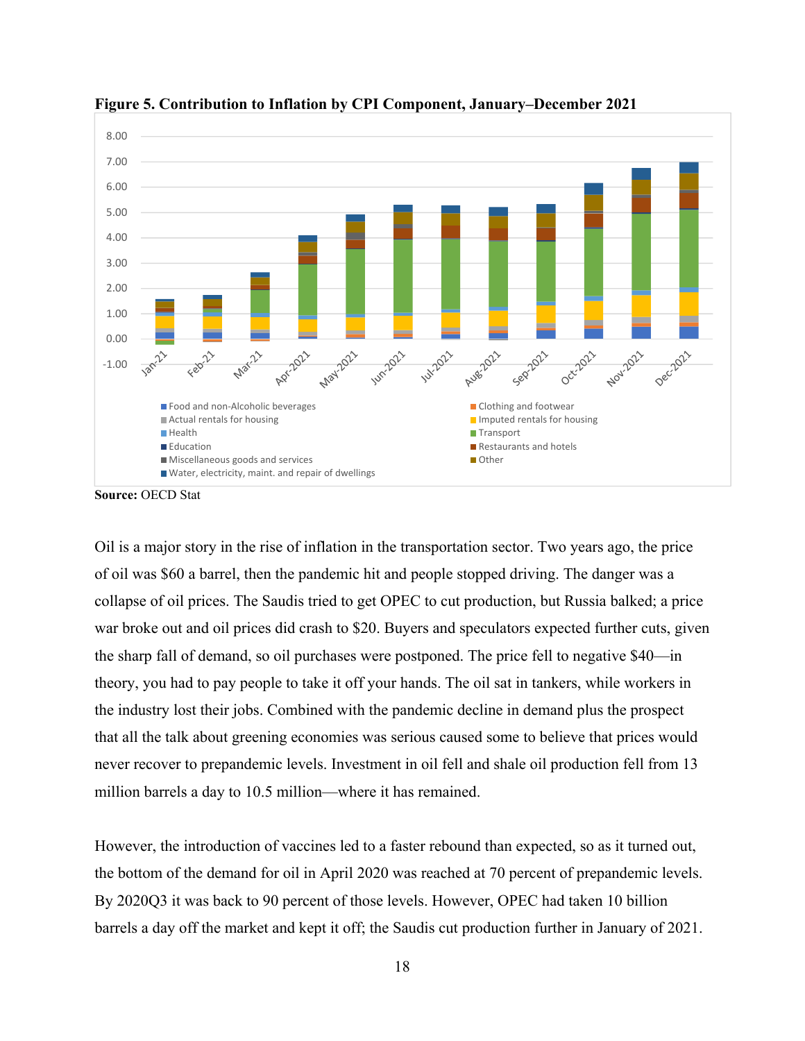**Figure 5. Contribution to Inflation by CPI Component, January–December 2021**

**Source:** OECD Stat

Oil is a major story in the rise of inflation in the transportation sector. Two years ago, the price of oil was $60 a barrel, then the pandemic hit and people stopped driving. The danger was a collapse of oil prices. The Saudis tried to get OPEC to cut production, but Russia balked; a price war broke out and oil prices did crash to $20. Buyers and speculators expected further cuts, given the sharp fall of demand, so oil purchases were postponed. The price fell to negative $40—in theory, you had to pay people to take it off your hands. The oil sat in tankers, while workers in the industry lost their jobs. Combined with the pandemic decline in demand plus the prospect that all the talk about greening economies was serious caused some to believe that prices would never recover to prepandemic levels. Investment in oil fell and shale oil production fell from 13 million barrels a day to 10.5 million—where it has remained.

However, the introduction of vaccines led to a faster rebound than expected, so as it turned out, the bottom of the demand for oil in April 2020 was reached at 70 percent of prepandemic levels. By 2020Q3 it was back to 90 percent of those levels. However, OPEC had taken 10 billion barrels a day off the market and kept it off; the Saudis cut production further in January of 2021.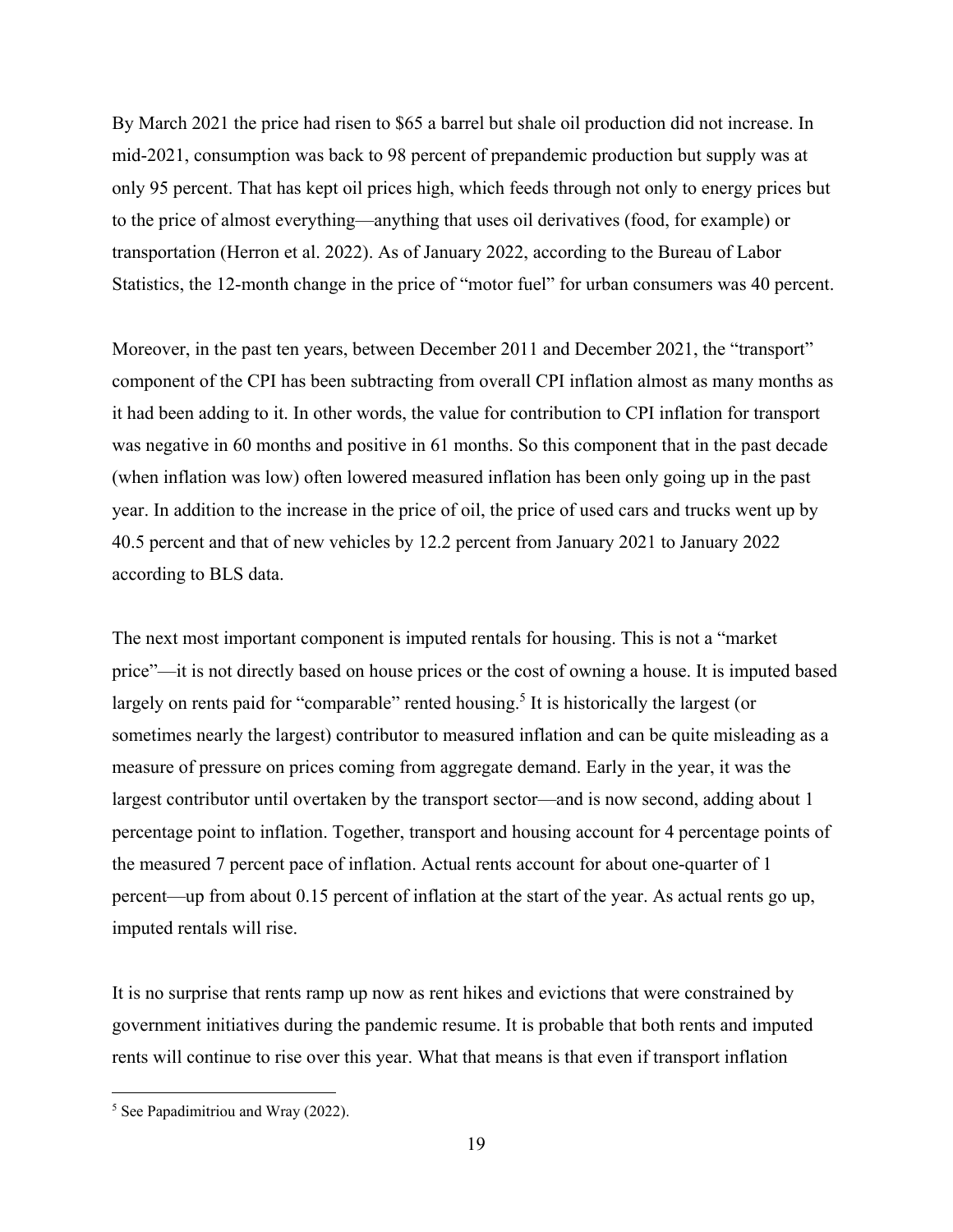By March 2021 the price had risen to $65 a barrel but shale oil production did not increase. In mid-2021, consumption was back to 98 percent of prepandemic production but supply was at only 95 percent. That has kept oil prices high, which feeds through not only to energy prices but to the price of almost everything—anything that uses oil derivatives (food, for example) or transportation (Herron et al. 2022). As of January 2022, according to the Bureau of Labor Statistics, the 12-month change in the price of "motor fuel" for urban consumers was 40 percent.

Moreover, in the past ten years, between December 2011 and December 2021, the "transport" component of the CPI has been subtracting from overall CPI inflation almost as many months as it had been adding to it. In other words, the value for contribution to CPI inflation for transport was negative in 60 months and positive in 61 months. So this component that in the past decade (when inflation was low) often lowered measured inflation has been only going up in the past year. In addition to the increase in the price of oil, the price of used cars and trucks went up by 40.5 percent and that of new vehicles by 12.2 percent from January 2021 to January 2022 according to BLS data.

The next most important component is imputed rentals for housing. This is not a "market price"—it is not directly based on house prices or the cost of owning a house. It is imputed based largely on rents paid for "comparable" rented housing.[5] It is historically the largest (or sometimes nearly the largest) contributor to measured inflation and can be quite misleading as a measure of pressure on prices coming from aggregate demand. Early in the year, it was the largest contributor until overtaken by the transport sector—and is now second, adding about 1 percentage point to inflation. Together, transport and housing account for 4 percentage points of the measured 7 percent pace of inflation. Actual rents account for about one-quarter of 1 percent—up from about 0.15 percent of inflation at the start of the year. As actual rents go up, imputed rentals will rise.

It is no surprise that rents ramp up now as rent hikes and evictions that were constrained by government initiatives during the pandemic resume. It is probable that both rents and imputed rents will continue to rise over this year. What that means is that even if transport inflation

[5] See Papadimitriou and Wray (2022).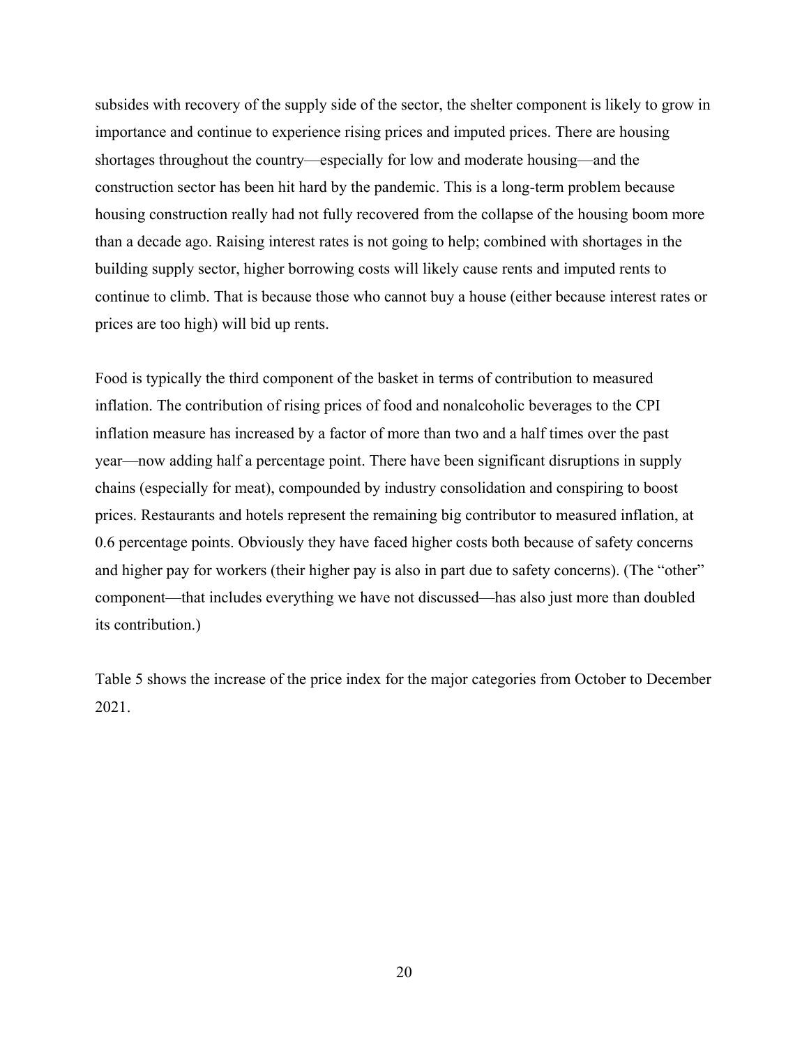subsides with recovery of the supply side of the sector, the shelter component is likely to grow in importance and continue to experience rising prices and imputed prices. There are housing shortages throughout the country—especially for low and moderate housing—and the construction sector has been hit hard by the pandemic. This is a long-term problem because housing construction really had not fully recovered from the collapse of the housing boom more than a decade ago. Raising interest rates is not going to help; combined with shortages in the building supply sector, higher borrowing costs will likely cause rents and imputed rents to continue to climb. That is because those who cannot buy a house (either because interest rates or prices are too high) will bid up rents.

Food is typically the third component of the basket in terms of contribution to measured inflation. The contribution of rising prices of food and nonalcoholic beverages to the CPI inflation measure has increased by a factor of more than two and a half times over the past year—now adding half a percentage point. There have been significant disruptions in supply chains (especially for meat), compounded by industry consolidation and conspiring to boost prices. Restaurants and hotels represent the remaining big contributor to measured inflation, at 0.6 percentage points. Obviously they have faced higher costs both because of safety concerns and higher pay for workers (their higher pay is also in part due to safety concerns). (The "other" component—that includes everything we have not discussed—has also just more than doubled its contribution.)

Table 5 shows the increase of the price index for the major categories from October to December 2021.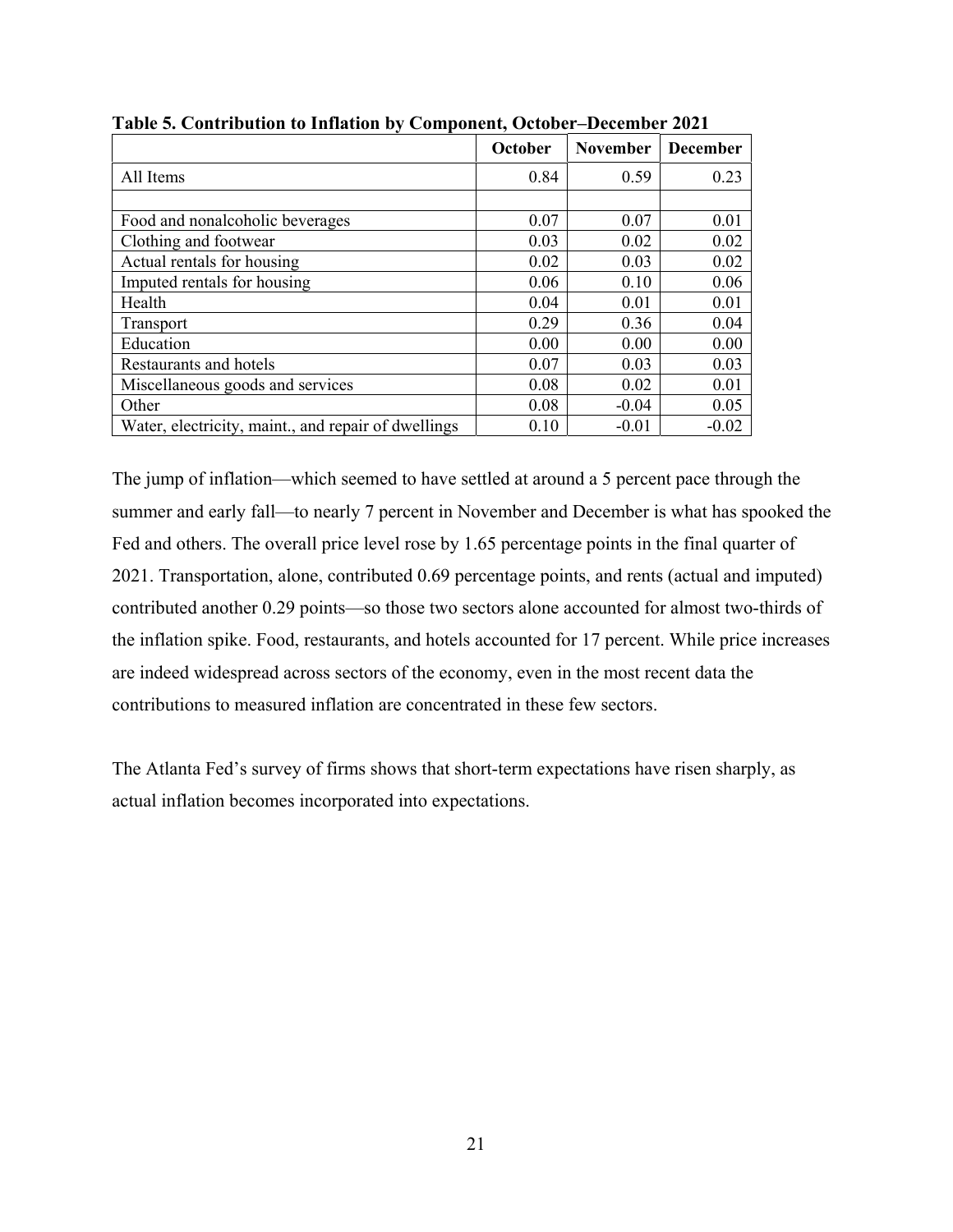**Table 5. Contribution to Inflation by Component, October–December 2021**

| | October | November | December |
|---|---|---|---|
| All Items | 0.84 | 0.59 | 0.23 |
| | | | |
| Food and nonalcoholic beverages | 0.07 | 0.07 | 0.01 |
| Clothing and footwear | 0.03 | 0.02 | 0.02 |
| Actual rentals for housing | 0.02 | 0.03 | 0.02 |
| Imputed rentals for housing | 0.06 | 0.10 | 0.06 |
| Health | 0.04 | 0.01 | 0.01 |
| Transport | 0.29 | 0.36 | 0.04 |
| Education | 0.00 | 0.00 | 0.00 |
| Restaurants and hotels | 0.07 | 0.03 | 0.03 |
| Miscellaneous goods and services | 0.08 | 0.02 | 0.01 |
| Other | 0.08 | -0.04 | 0.05 |
| Water, electricity, maint., and repair of dwellings | 0.10 | -0.01 | -0.02 |

The jump of inflation—which seemed to have settled at around a 5 percent pace through the summer and early fall—to nearly 7 percent in November and December is what has spooked the Fed and others. The overall price level rose by 1.65 percentage points in the final quarter of 2021. Transportation, alone, contributed 0.69 percentage points, and rents (actual and imputed) contributed another 0.29 points—so those two sectors alone accounted for almost two-thirds of the inflation spike. Food, restaurants, and hotels accounted for 17 percent. While price increases are indeed widespread across sectors of the economy, even in the most recent data the contributions to measured inflation are concentrated in these few sectors.

The Atlanta Fed's survey of firms shows that short-term expectations have risen sharply, as actual inflation becomes incorporated into expectations.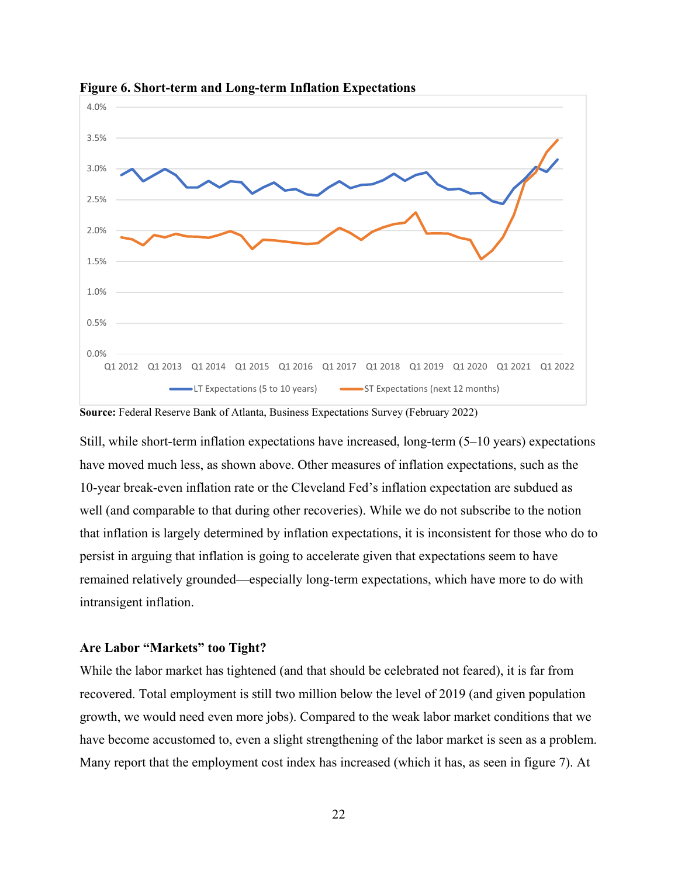**Figure 6. Short-term and Long-term Inflation Expectations**

**Source:** Federal Reserve Bank of Atlanta, Business Expectations Survey (February 2022)

Still, while short-term inflation expectations have increased, long-term (5–10 years) expectations have moved much less, as shown above. Other measures of inflation expectations, such as the 10-year break-even inflation rate or the Cleveland Fed's inflation expectation are subdued as well (and comparable to that during other recoveries). While we do not subscribe to the notion that inflation is largely determined by inflation expectations, it is inconsistent for those who do to persist in arguing that inflation is going to accelerate given that expectations seem to have remained relatively grounded—especially long-term expectations, which have more to do with intransigent inflation.

### Are Labor "Markets" too Tight?

While the labor market has tightened (and that should be celebrated not feared), it is far from recovered. Total employment is still two million below the level of 2019 (and given population growth, we would need even more jobs). Compared to the weak labor market conditions that we have become accustomed to, even a slight strengthening of the labor market is seen as a problem. Many report that the employment cost index has increased (which it has, as seen in figure 7). At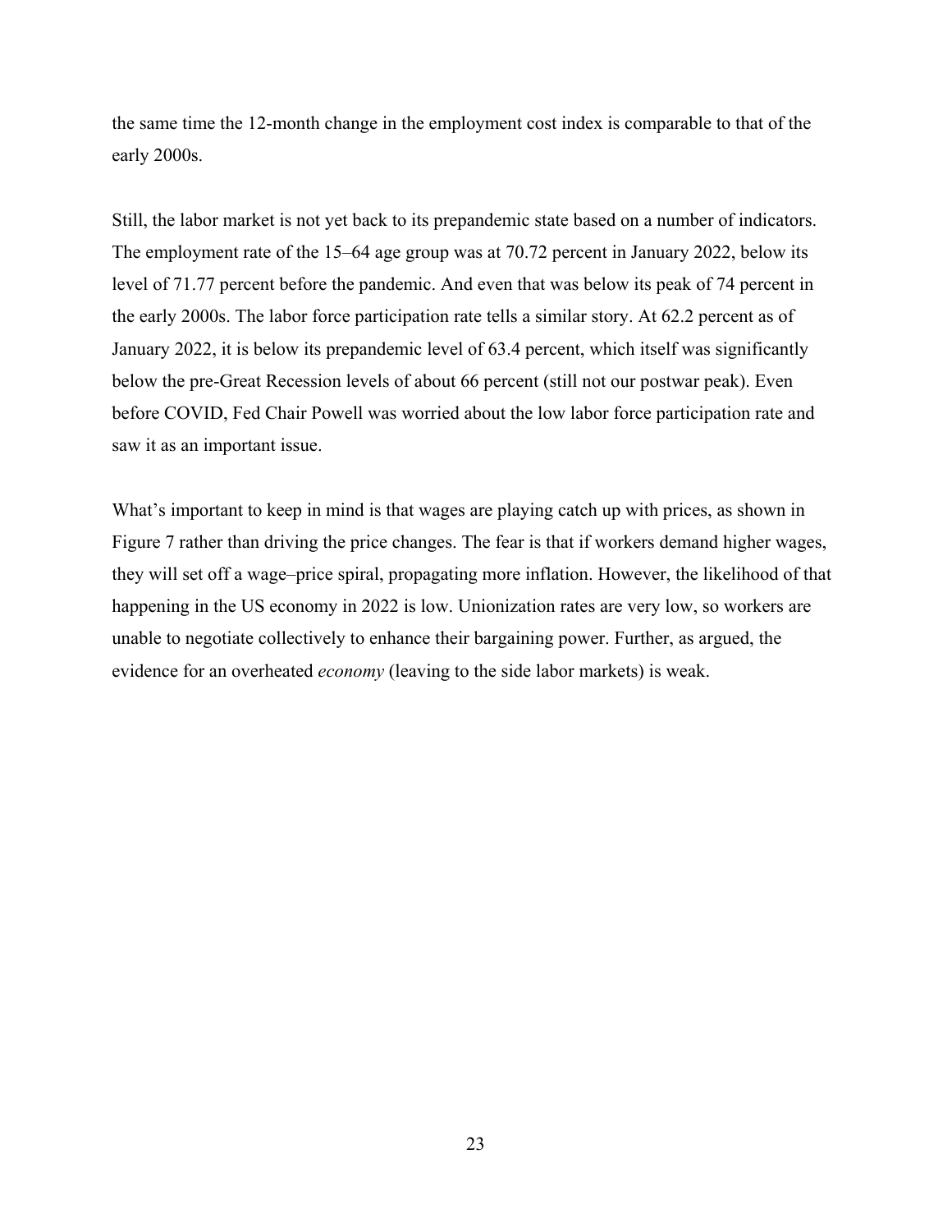the same time the 12-month change in the employment cost index is comparable to that of the early 2000s.

Still, the labor market is not yet back to its prepandemic state based on a number of indicators. The employment rate of the 15–64 age group was at 70.72 percent in January 2022, below its level of 71.77 percent before the pandemic. And even that was below its peak of 74 percent in the early 2000s. The labor force participation rate tells a similar story. At 62.2 percent as of January 2022, it is below its prepandemic level of 63.4 percent, which itself was significantly below the pre-Great Recession levels of about 66 percent (still not our postwar peak). Even before COVID, Fed Chair Powell was worried about the low labor force participation rate and saw it as an important issue.

What's important to keep in mind is that wages are playing catch up with prices, as shown in Figure 7 rather than driving the price changes. The fear is that if workers demand higher wages, they will set off a wage–price spiral, propagating more inflation. However, the likelihood of that happening in the US economy in 2022 is low. Unionization rates are very low, so workers are unable to negotiate collectively to enhance their bargaining power. Further, as argued, the evidence for an overheated *economy* (leaving to the side labor markets) is weak.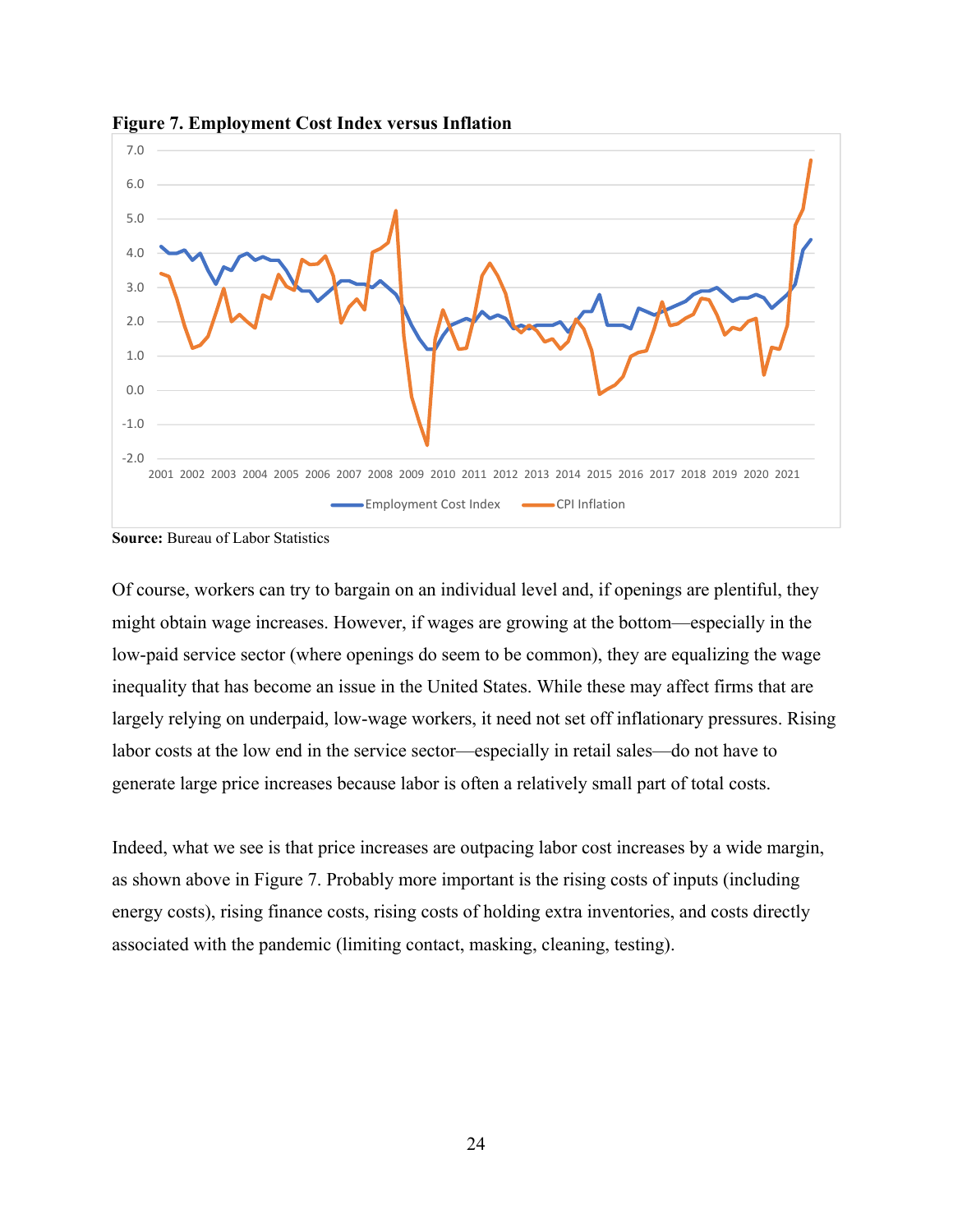**Figure 7. Employment Cost Index versus Inflation**

**Source:** Bureau of Labor Statistics

Of course, workers can try to bargain on an individual level and, if openings are plentiful, they might obtain wage increases. However, if wages are growing at the bottom—especially in the low-paid service sector (where openings do seem to be common), they are equalizing the wage inequality that has become an issue in the United States. While these may affect firms that are largely relying on underpaid, low-wage workers, it need not set off inflationary pressures. Rising labor costs at the low end in the service sector—especially in retail sales—do not have to generate large price increases because labor is often a relatively small part of total costs.

Indeed, what we see is that price increases are outpacing labor cost increases by a wide margin, as shown above in Figure 7. Probably more important is the rising costs of inputs (including energy costs), rising finance costs, rising costs of holding extra inventories, and costs directly associated with the pandemic (limiting contact, masking, cleaning, testing).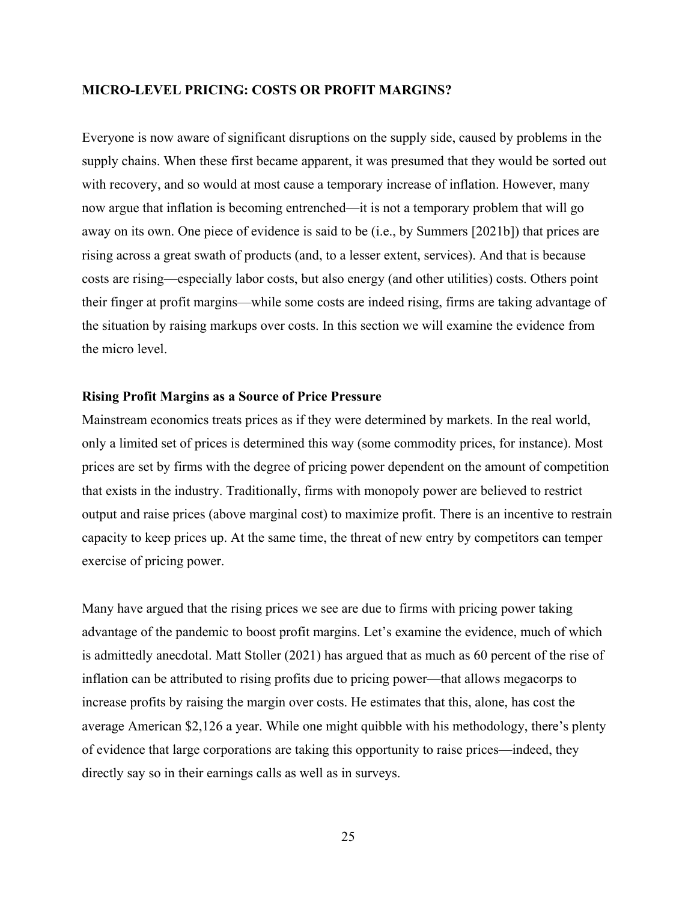## MICRO-LEVEL PRICING: COSTS OR PROFIT MARGINS?

Everyone is now aware of significant disruptions on the supply side, caused by problems in the supply chains. When these first became apparent, it was presumed that they would be sorted out with recovery, and so would at most cause a temporary increase of inflation. However, many now argue that inflation is becoming entrenched—it is not a temporary problem that will go away on its own. One piece of evidence is said to be (i.e., by Summers [2021b]) that prices are rising across a great swath of products (and, to a lesser extent, services). And that is because costs are rising—especially labor costs, but also energy (and other utilities) costs. Others point their finger at profit margins—while some costs are indeed rising, firms are taking advantage of the situation by raising markups over costs. In this section we will examine the evidence from the micro level.

### Rising Profit Margins as a Source of Price Pressure

Mainstream economics treats prices as if they were determined by markets. In the real world, only a limited set of prices is determined this way (some commodity prices, for instance). Most prices are set by firms with the degree of pricing power dependent on the amount of competition that exists in the industry. Traditionally, firms with monopoly power are believed to restrict output and raise prices (above marginal cost) to maximize profit. There is an incentive to restrain capacity to keep prices up. At the same time, the threat of new entry by competitors can temper exercise of pricing power.

Many have argued that the rising prices we see are due to firms with pricing power taking advantage of the pandemic to boost profit margins. Let's examine the evidence, much of which is admittedly anecdotal. Matt Stoller (2021) has argued that as much as 60 percent of the rise of inflation can be attributed to rising profits due to pricing power—that allows megacorps to increase profits by raising the margin over costs. He estimates that this, alone, has cost the average American $2,126 a year. While one might quibble with his methodology, there's plenty of evidence that large corporations are taking this opportunity to raise prices—indeed, they directly say so in their earnings calls as well as in surveys.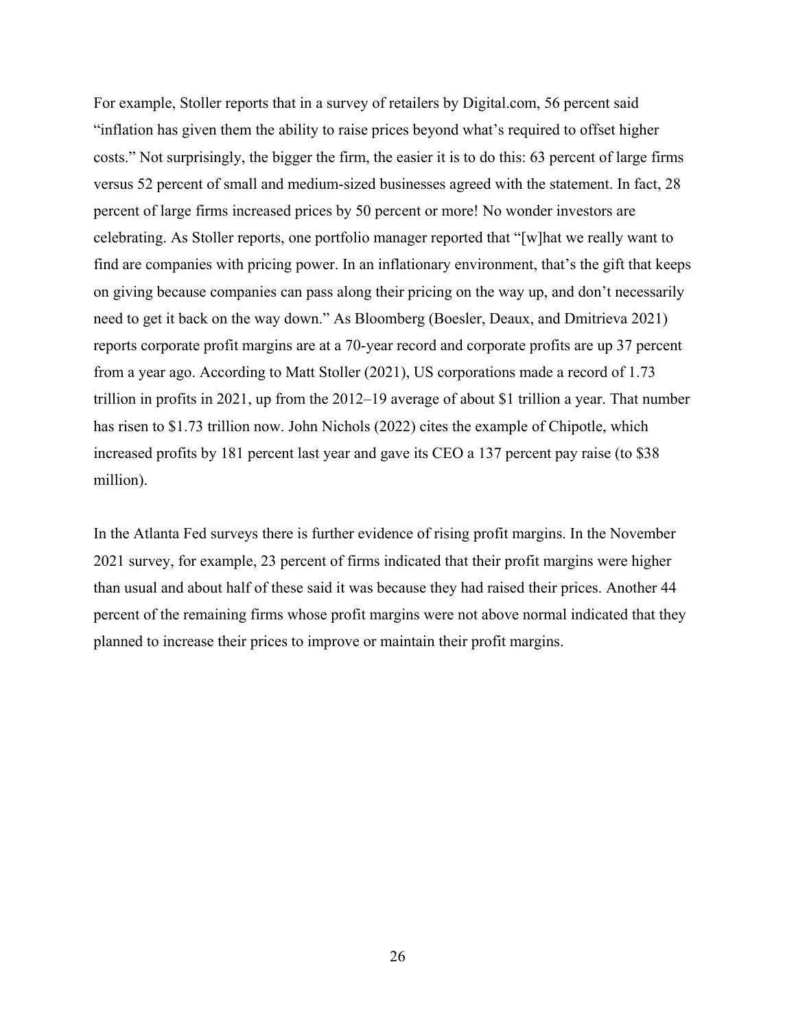For example, Stoller reports that in a survey of retailers by Digital.com, 56 percent said "inflation has given them the ability to raise prices beyond what's required to offset higher costs." Not surprisingly, the bigger the firm, the easier it is to do this: 63 percent of large firms versus 52 percent of small and medium-sized businesses agreed with the statement. In fact, 28 percent of large firms increased prices by 50 percent or more! No wonder investors are celebrating. As Stoller reports, one portfolio manager reported that "[w]hat we really want to find are companies with pricing power. In an inflationary environment, that's the gift that keeps on giving because companies can pass along their pricing on the way up, and don't necessarily need to get it back on the way down." As Bloomberg (Boesler, Deaux, and Dmitrieva 2021) reports corporate profit margins are at a 70-year record and corporate profits are up 37 percent from a year ago. According to Matt Stoller (2021), US corporations made a record of 1.73 trillion in profits in 2021, up from the 2012–19 average of about $1 trillion a year. That number has risen to $1.73 trillion now. John Nichols (2022) cites the example of Chipotle, which increased profits by 181 percent last year and gave its CEO a 137 percent pay raise (to $38 million).

In the Atlanta Fed surveys there is further evidence of rising profit margins. In the November 2021 survey, for example, 23 percent of firms indicated that their profit margins were higher than usual and about half of these said it was because they had raised their prices. Another 44 percent of the remaining firms whose profit margins were not above normal indicated that they planned to increase their prices to improve or maintain their profit margins.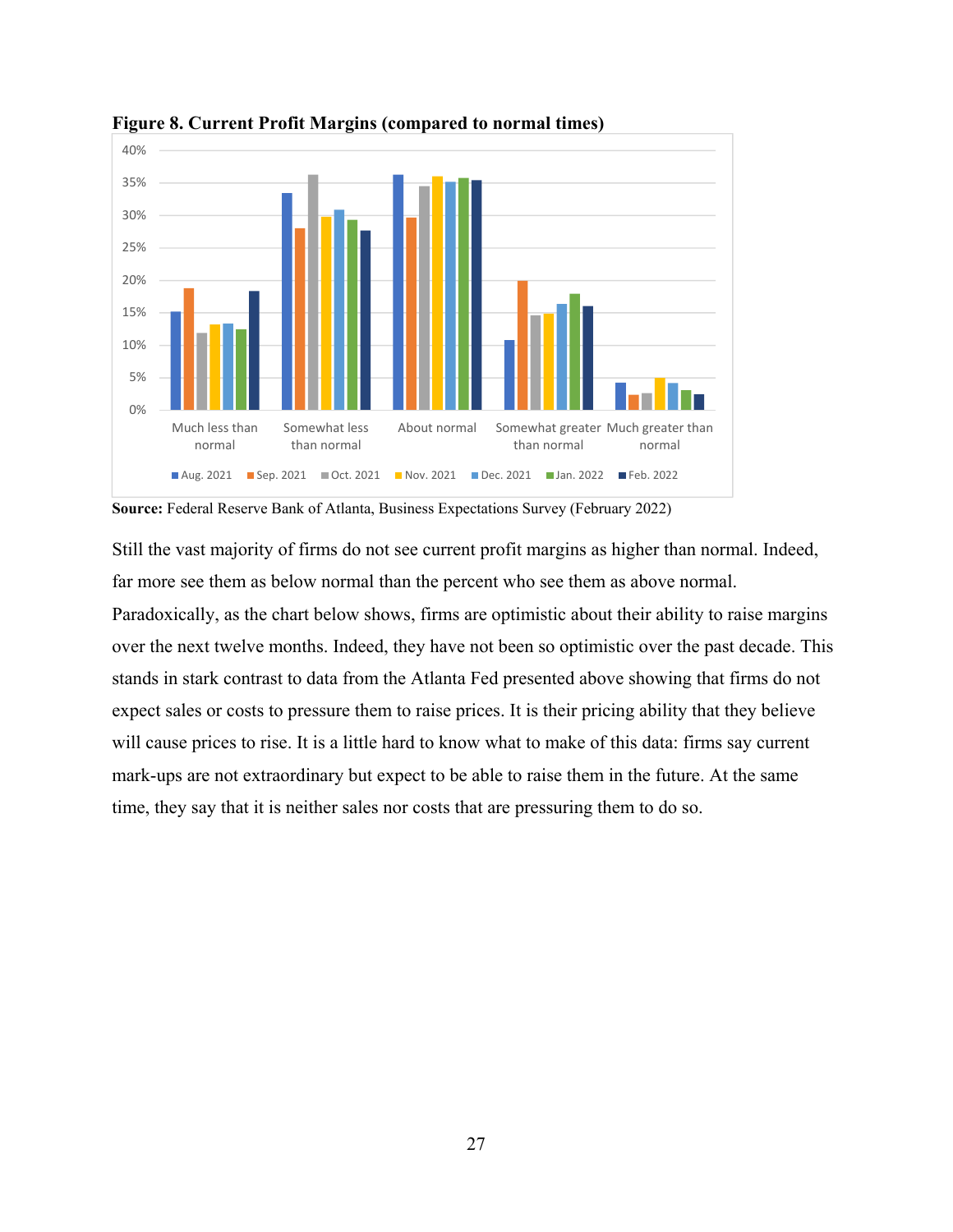**Figure 8. Current Profit Margins (compared to normal times)**

**Source:** Federal Reserve Bank of Atlanta, Business Expectations Survey (February 2022)

Still the vast majority of firms do not see current profit margins as higher than normal. Indeed, far more see them as below normal than the percent who see them as above normal. Paradoxically, as the chart below shows, firms are optimistic about their ability to raise margins over the next twelve months. Indeed, they have not been so optimistic over the past decade. This stands in stark contrast to data from the Atlanta Fed presented above showing that firms do not expect sales or costs to pressure them to raise prices. It is their pricing ability that they believe will cause prices to rise. It is a little hard to know what to make of this data: firms say current mark-ups are not extraordinary but expect to be able to raise them in the future. At the same time, they say that it is neither sales nor costs that are pressuring them to do so.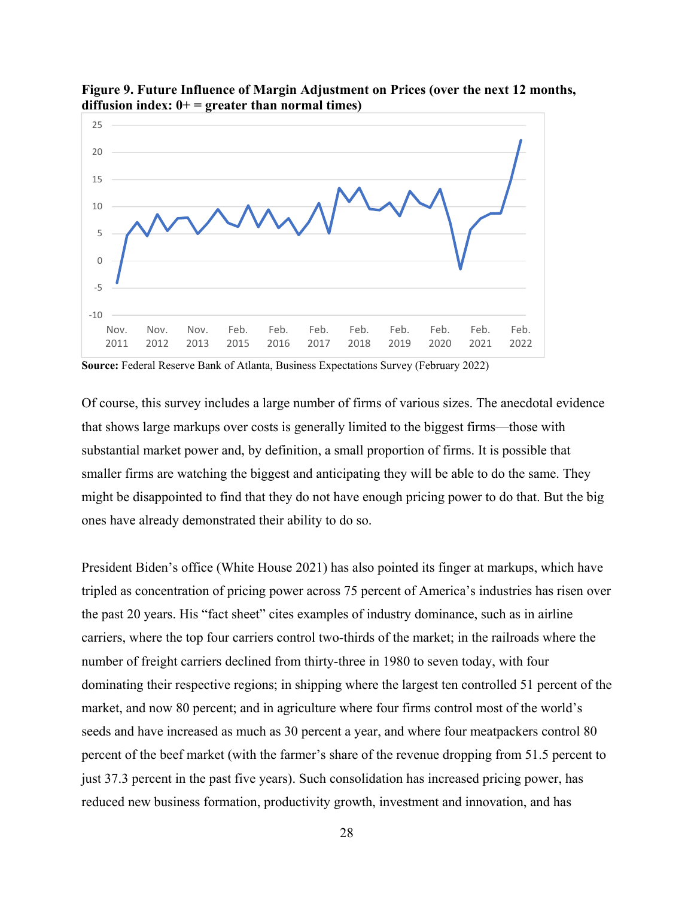**Figure 9. Future Influence of Margin Adjustment on Prices (over the next 12 months, diffusion index: 0+ = greater than normal times)**

**Source:** Federal Reserve Bank of Atlanta, Business Expectations Survey (February 2022)

Of course, this survey includes a large number of firms of various sizes. The anecdotal evidence that shows large markups over costs is generally limited to the biggest firms—those with substantial market power and, by definition, a small proportion of firms. It is possible that smaller firms are watching the biggest and anticipating they will be able to do the same. They might be disappointed to find that they do not have enough pricing power to do that. But the big ones have already demonstrated their ability to do so.

President Biden's office (White House 2021) has also pointed its finger at markups, which have tripled as concentration of pricing power across 75 percent of America's industries has risen over the past 20 years. His "fact sheet" cites examples of industry dominance, such as in airline carriers, where the top four carriers control two-thirds of the market; in the railroads where the number of freight carriers declined from thirty-three in 1980 to seven today, with four dominating their respective regions; in shipping where the largest ten controlled 51 percent of the market, and now 80 percent; and in agriculture where four firms control most of the world's seeds and have increased as much as 30 percent a year, and where four meatpackers control 80 percent of the beef market (with the farmer's share of the revenue dropping from 51.5 percent to just 37.3 percent in the past five years). Such consolidation has increased pricing power, has reduced new business formation, productivity growth, investment and innovation, and has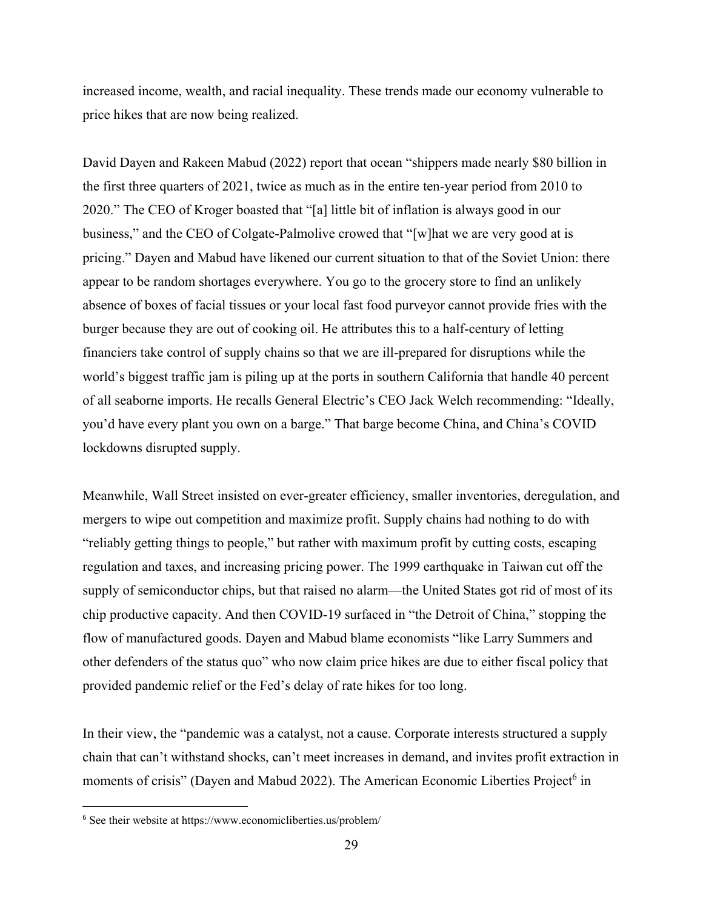increased income, wealth, and racial inequality. These trends made our economy vulnerable to price hikes that are now being realized.

David Dayen and Rakeen Mabud (2022) report that ocean "shippers made nearly $80 billion in the first three quarters of 2021, twice as much as in the entire ten-year period from 2010 to 2020." The CEO of Kroger boasted that "[a] little bit of inflation is always good in our business," and the CEO of Colgate-Palmolive crowed that "[w]hat we are very good at is pricing." Dayen and Mabud have likened our current situation to that of the Soviet Union: there appear to be random shortages everywhere. You go to the grocery store to find an unlikely absence of boxes of facial tissues or your local fast food purveyor cannot provide fries with the burger because they are out of cooking oil. He attributes this to a half-century of letting financiers take control of supply chains so that we are ill-prepared for disruptions while the world's biggest traffic jam is piling up at the ports in southern California that handle 40 percent of all seaborne imports. He recalls General Electric's CEO Jack Welch recommending: "Ideally, you'd have every plant you own on a barge." That barge become China, and China's COVID lockdowns disrupted supply.

Meanwhile, Wall Street insisted on ever-greater efficiency, smaller inventories, deregulation, and mergers to wipe out competition and maximize profit. Supply chains had nothing to do with "reliably getting things to people," but rather with maximum profit by cutting costs, escaping regulation and taxes, and increasing pricing power. The 1999 earthquake in Taiwan cut off the supply of semiconductor chips, but that raised no alarm—the United States got rid of most of its chip productive capacity. And then COVID-19 surfaced in "the Detroit of China," stopping the flow of manufactured goods. Dayen and Mabud blame economists "like Larry Summers and other defenders of the status quo" who now claim price hikes are due to either fiscal policy that provided pandemic relief or the Fed's delay of rate hikes for too long.

In their view, the "pandemic was a catalyst, not a cause. Corporate interests structured a supply chain that can't withstand shocks, can't meet increases in demand, and invites profit extraction in moments of crisis" (Dayen and Mabud 2022). The American Economic Liberties Project[6] in

[6] See their website at https://www.economicliberties.us/problem/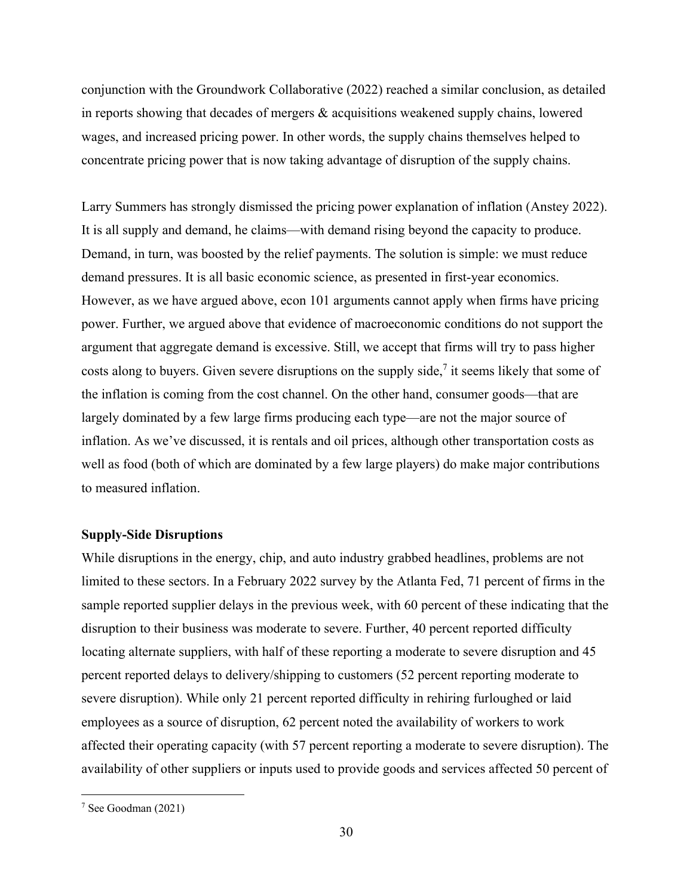conjunction with the Groundwork Collaborative (2022) reached a similar conclusion, as detailed in reports showing that decades of mergers & acquisitions weakened supply chains, lowered wages, and increased pricing power. In other words, the supply chains themselves helped to concentrate pricing power that is now taking advantage of disruption of the supply chains.

Larry Summers has strongly dismissed the pricing power explanation of inflation (Anstey 2022). It is all supply and demand, he claims—with demand rising beyond the capacity to produce. Demand, in turn, was boosted by the relief payments. The solution is simple: we must reduce demand pressures. It is all basic economic science, as presented in first-year economics. However, as we have argued above, econ 101 arguments cannot apply when firms have pricing power. Further, we argued above that evidence of macroeconomic conditions do not support the argument that aggregate demand is excessive. Still, we accept that firms will try to pass higher costs along to buyers. Given severe disruptions on the supply side,[7] it seems likely that some of the inflation is coming from the cost channel. On the other hand, consumer goods—that are largely dominated by a few large firms producing each type—are not the major source of inflation. As we've discussed, it is rentals and oil prices, although other transportation costs as well as food (both of which are dominated by a few large players) do make major contributions to measured inflation.

**Supply-Side Disruptions**

While disruptions in the energy, chip, and auto industry grabbed headlines, problems are not limited to these sectors. In a February 2022 survey by the Atlanta Fed, 71 percent of firms in the sample reported supplier delays in the previous week, with 60 percent of these indicating that the disruption to their business was moderate to severe. Further, 40 percent reported difficulty locating alternate suppliers, with half of these reporting a moderate to severe disruption and 45 percent reported delays to delivery/shipping to customers (52 percent reporting moderate to severe disruption). While only 21 percent reported difficulty in rehiring furloughed or laid employees as a source of disruption, 62 percent noted the availability of workers to work affected their operating capacity (with 57 percent reporting a moderate to severe disruption). The availability of other suppliers or inputs used to provide goods and services affected 50 percent of

[7] See Goodman (2021)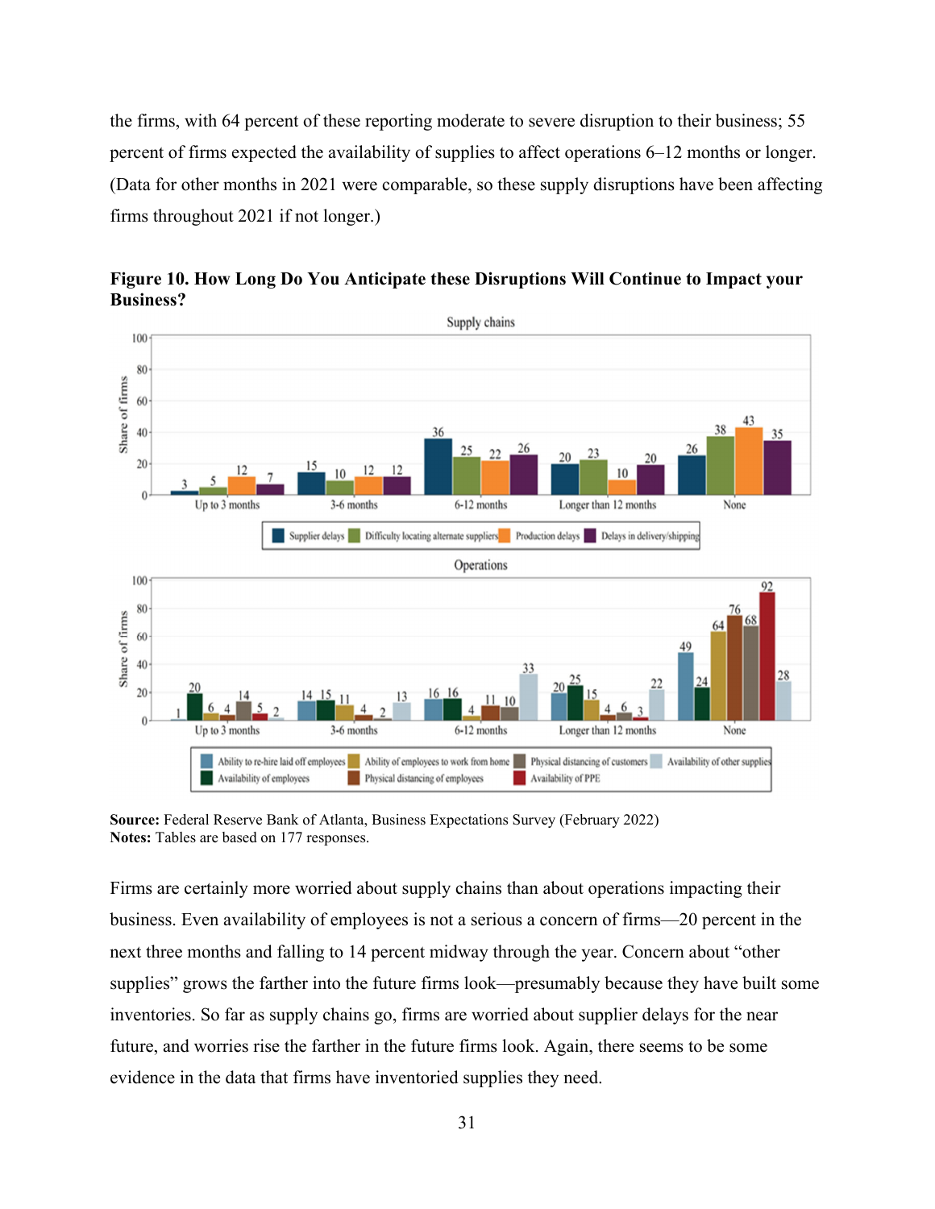the firms, with 64 percent of these reporting moderate to severe disruption to their business; 55 percent of firms expected the availability of supplies to affect operations 6–12 months or longer. (Data for other months in 2021 were comparable, so these supply disruptions have been affecting firms throughout 2021 if not longer.)

**Figure 10. How Long Do You Anticipate these Disruptions Will Continue to Impact your Business?**

**Source:** Federal Reserve Bank of Atlanta, Business Expectations Survey (February 2022)
**Notes:** Tables are based on 177 responses.

Firms are certainly more worried about supply chains than about operations impacting their business. Even availability of employees is not a serious a concern of firms—20 percent in the next three months and falling to 14 percent midway through the year. Concern about "other supplies" grows the farther into the future firms look—presumably because they have built some inventories. So far as supply chains go, firms are worried about supplier delays for the near future, and worries rise the farther in the future firms look. Again, there seems to be some evidence in the data that firms have inventoried supplies they need.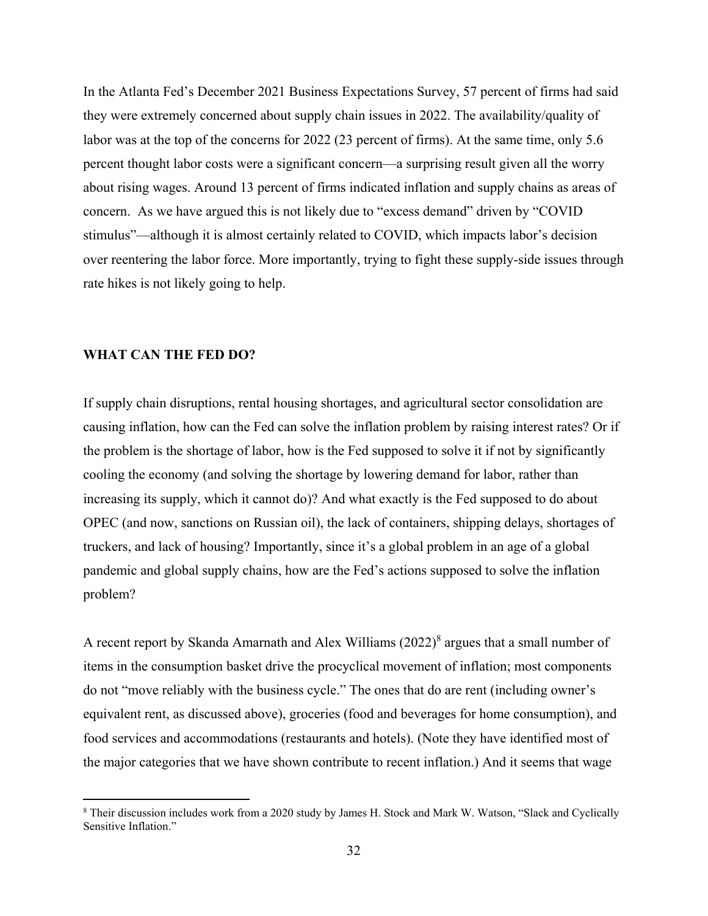In the Atlanta Fed's December 2021 Business Expectations Survey, 57 percent of firms had said they were extremely concerned about supply chain issues in 2022. The availability/quality of labor was at the top of the concerns for 2022 (23 percent of firms). At the same time, only 5.6 percent thought labor costs were a significant concern—a surprising result given all the worry about rising wages. Around 13 percent of firms indicated inflation and supply chains as areas of concern. As we have argued this is not likely due to "excess demand" driven by "COVID stimulus"—although it is almost certainly related to COVID, which impacts labor's decision over reentering the labor force. More importantly, trying to fight these supply-side issues through rate hikes is not likely going to help.

## WHAT CAN THE FED DO?

If supply chain disruptions, rental housing shortages, and agricultural sector consolidation are causing inflation, how can the Fed can solve the inflation problem by raising interest rates? Or if the problem is the shortage of labor, how is the Fed supposed to solve it if not by significantly cooling the economy (and solving the shortage by lowering demand for labor, rather than increasing its supply, which it cannot do)? And what exactly is the Fed supposed to do about OPEC (and now, sanctions on Russian oil), the lack of containers, shipping delays, shortages of truckers, and lack of housing? Importantly, since it's a global problem in an age of a global pandemic and global supply chains, how are the Fed's actions supposed to solve the inflation problem?

A recent report by Skanda Amarnath and Alex Williams (2022)[8] argues that a small number of items in the consumption basket drive the procyclical movement of inflation; most components do not "move reliably with the business cycle." The ones that do are rent (including owner's equivalent rent, as discussed above), groceries (food and beverages for home consumption), and food services and accommodations (restaurants and hotels). (Note they have identified most of the major categories that we have shown contribute to recent inflation.) And it seems that wage

[8] Their discussion includes work from a 2020 study by James H. Stock and Mark W. Watson, "Slack and Cyclically Sensitive Inflation."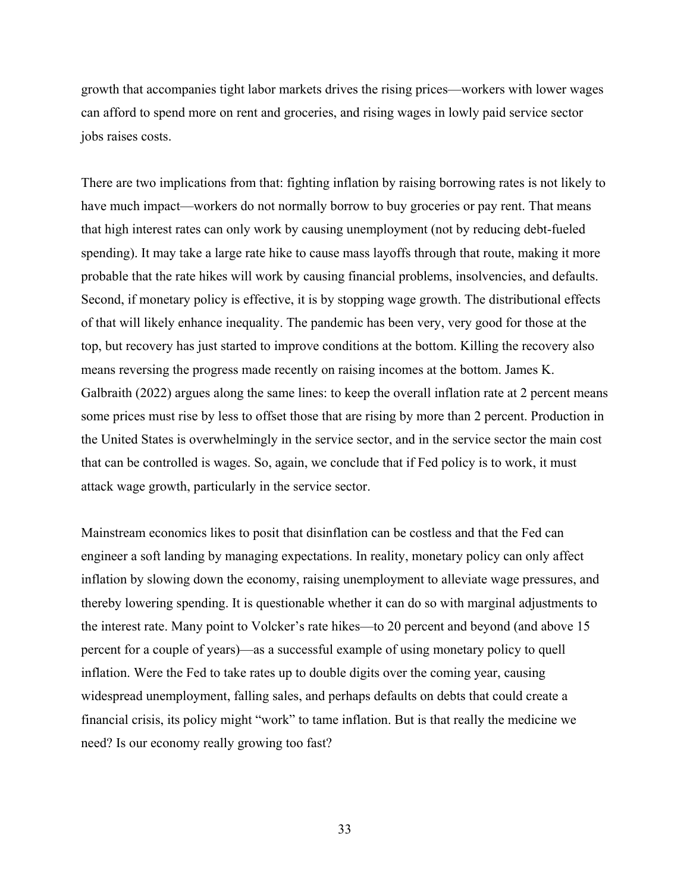growth that accompanies tight labor markets drives the rising prices—workers with lower wages can afford to spend more on rent and groceries, and rising wages in lowly paid service sector jobs raises costs.

There are two implications from that: fighting inflation by raising borrowing rates is not likely to have much impact—workers do not normally borrow to buy groceries or pay rent. That means that high interest rates can only work by causing unemployment (not by reducing debt-fueled spending). It may take a large rate hike to cause mass layoffs through that route, making it more probable that the rate hikes will work by causing financial problems, insolvencies, and defaults. Second, if monetary policy is effective, it is by stopping wage growth. The distributional effects of that will likely enhance inequality. The pandemic has been very, very good for those at the top, but recovery has just started to improve conditions at the bottom. Killing the recovery also means reversing the progress made recently on raising incomes at the bottom. James K. Galbraith (2022) argues along the same lines: to keep the overall inflation rate at 2 percent means some prices must rise by less to offset those that are rising by more than 2 percent. Production in the United States is overwhelmingly in the service sector, and in the service sector the main cost that can be controlled is wages. So, again, we conclude that if Fed policy is to work, it must attack wage growth, particularly in the service sector.

Mainstream economics likes to posit that disinflation can be costless and that the Fed can engineer a soft landing by managing expectations. In reality, monetary policy can only affect inflation by slowing down the economy, raising unemployment to alleviate wage pressures, and thereby lowering spending. It is questionable whether it can do so with marginal adjustments to the interest rate. Many point to Volcker's rate hikes—to 20 percent and beyond (and above 15 percent for a couple of years)—as a successful example of using monetary policy to quell inflation. Were the Fed to take rates up to double digits over the coming year, causing widespread unemployment, falling sales, and perhaps defaults on debts that could create a financial crisis, its policy might "work" to tame inflation. But is that really the medicine we need? Is our economy really growing too fast?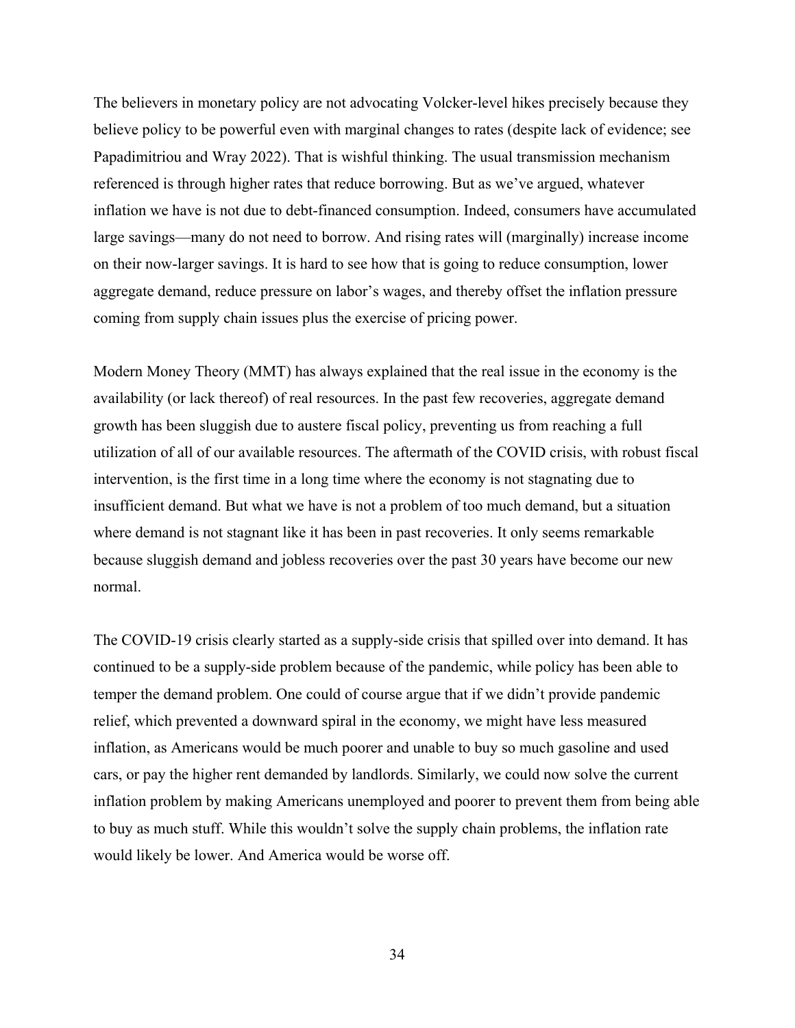The believers in monetary policy are not advocating Volcker-level hikes precisely because they believe policy to be powerful even with marginal changes to rates (despite lack of evidence; see Papadimitriou and Wray 2022). That is wishful thinking. The usual transmission mechanism referenced is through higher rates that reduce borrowing. But as we've argued, whatever inflation we have is not due to debt-financed consumption. Indeed, consumers have accumulated large savings—many do not need to borrow. And rising rates will (marginally) increase income on their now-larger savings. It is hard to see how that is going to reduce consumption, lower aggregate demand, reduce pressure on labor's wages, and thereby offset the inflation pressure coming from supply chain issues plus the exercise of pricing power.

Modern Money Theory (MMT) has always explained that the real issue in the economy is the availability (or lack thereof) of real resources. In the past few recoveries, aggregate demand growth has been sluggish due to austere fiscal policy, preventing us from reaching a full utilization of all of our available resources. The aftermath of the COVID crisis, with robust fiscal intervention, is the first time in a long time where the economy is not stagnating due to insufficient demand. But what we have is not a problem of too much demand, but a situation where demand is not stagnant like it has been in past recoveries. It only seems remarkable because sluggish demand and jobless recoveries over the past 30 years have become our new normal.

The COVID-19 crisis clearly started as a supply-side crisis that spilled over into demand. It has continued to be a supply-side problem because of the pandemic, while policy has been able to temper the demand problem. One could of course argue that if we didn't provide pandemic relief, which prevented a downward spiral in the economy, we might have less measured inflation, as Americans would be much poorer and unable to buy so much gasoline and used cars, or pay the higher rent demanded by landlords. Similarly, we could now solve the current inflation problem by making Americans unemployed and poorer to prevent them from being able to buy as much stuff. While this wouldn't solve the supply chain problems, the inflation rate would likely be lower. And America would be worse off.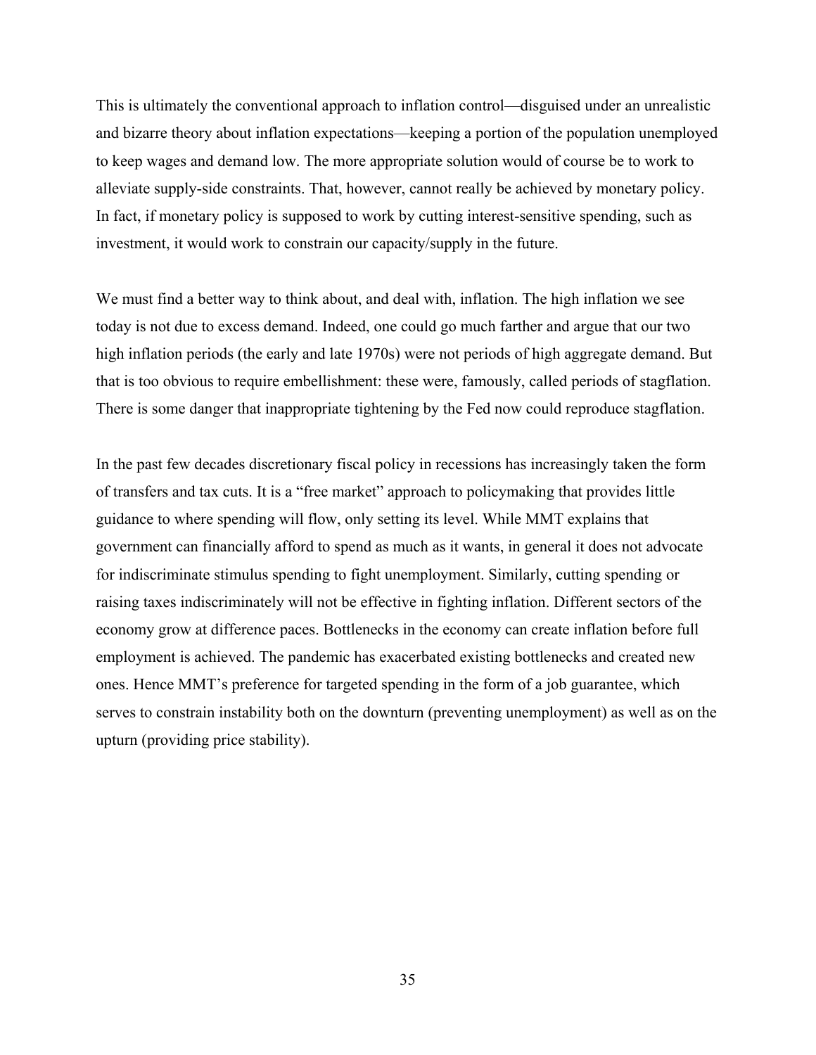This is ultimately the conventional approach to inflation control—disguised under an unrealistic and bizarre theory about inflation expectations—keeping a portion of the population unemployed to keep wages and demand low. The more appropriate solution would of course be to work to alleviate supply-side constraints. That, however, cannot really be achieved by monetary policy. In fact, if monetary policy is supposed to work by cutting interest-sensitive spending, such as investment, it would work to constrain our capacity/supply in the future.

We must find a better way to think about, and deal with, inflation. The high inflation we see today is not due to excess demand. Indeed, one could go much farther and argue that our two high inflation periods (the early and late 1970s) were not periods of high aggregate demand. But that is too obvious to require embellishment: these were, famously, called periods of stagflation. There is some danger that inappropriate tightening by the Fed now could reproduce stagflation.

In the past few decades discretionary fiscal policy in recessions has increasingly taken the form of transfers and tax cuts. It is a "free market" approach to policymaking that provides little guidance to where spending will flow, only setting its level. While MMT explains that government can financially afford to spend as much as it wants, in general it does not advocate for indiscriminate stimulus spending to fight unemployment. Similarly, cutting spending or raising taxes indiscriminately will not be effective in fighting inflation. Different sectors of the economy grow at difference paces. Bottlenecks in the economy can create inflation before full employment is achieved. The pandemic has exacerbated existing bottlenecks and created new ones. Hence MMT's preference for targeted spending in the form of a job guarantee, which serves to constrain instability both on the downturn (preventing unemployment) as well as on the upturn (providing price stability).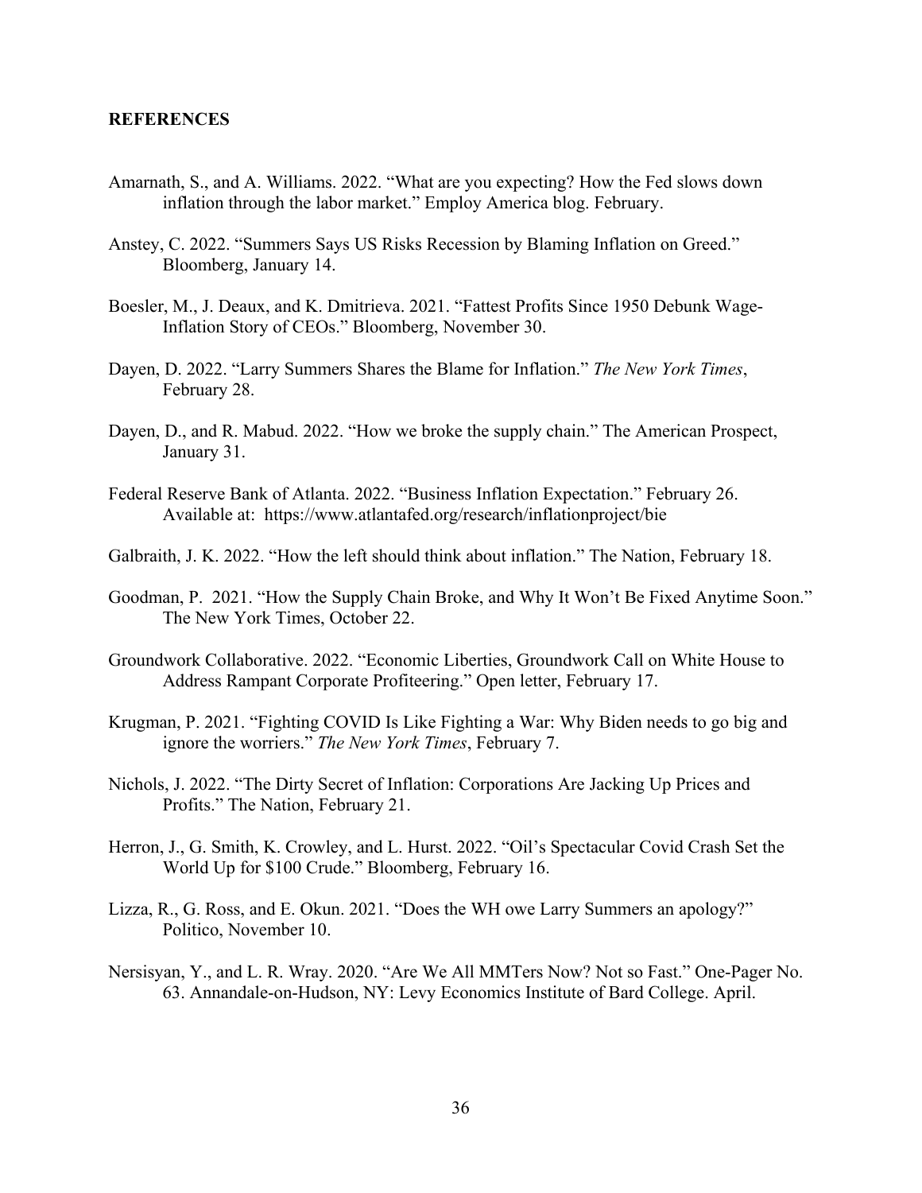## REFERENCES

Amarnath, S., and A. Williams. 2022. "What are you expecting? How the Fed slows down inflation through the labor market." Employ America blog. February.

Anstey, C. 2022. "Summers Says US Risks Recession by Blaming Inflation on Greed." Bloomberg, January 14.

Boesler, M., J. Deaux, and K. Dmitrieva. 2021. "Fattest Profits Since 1950 Debunk Wage-Inflation Story of CEOs." Bloomberg, November 30.

Dayen, D. 2022. "Larry Summers Shares the Blame for Inflation." *The New York Times*, February 28.

Dayen, D., and R. Mabud. 2022. "How we broke the supply chain." The American Prospect, January 31.

Federal Reserve Bank of Atlanta. 2022. "Business Inflation Expectation." February 26. Available at: https://www.atlantafed.org/research/inflationproject/bie

Galbraith, J. K. 2022. "How the left should think about inflation." The Nation, February 18.

Goodman, P. 2021. "How the Supply Chain Broke, and Why It Won't Be Fixed Anytime Soon." The New York Times, October 22.

Groundwork Collaborative. 2022. "Economic Liberties, Groundwork Call on White House to Address Rampant Corporate Profiteering." Open letter, February 17.

Krugman, P. 2021. "Fighting COVID Is Like Fighting a War: Why Biden needs to go big and ignore the worriers." *The New York Times*, February 7.

Nichols, J. 2022. "The Dirty Secret of Inflation: Corporations Are Jacking Up Prices and Profits." The Nation, February 21.

Herron, J., G. Smith, K. Crowley, and L. Hurst. 2022. "Oil's Spectacular Covid Crash Set the World Up for $100 Crude." Bloomberg, February 16.

Lizza, R., G. Ross, and E. Okun. 2021. "Does the WH owe Larry Summers an apology?" Politico, November 10.

Nersisyan, Y., and L. R. Wray. 2020. "Are We All MMTers Now? Not so Fast." One-Pager No. 63. Annandale-on-Hudson, NY: Levy Economics Institute of Bard College. April.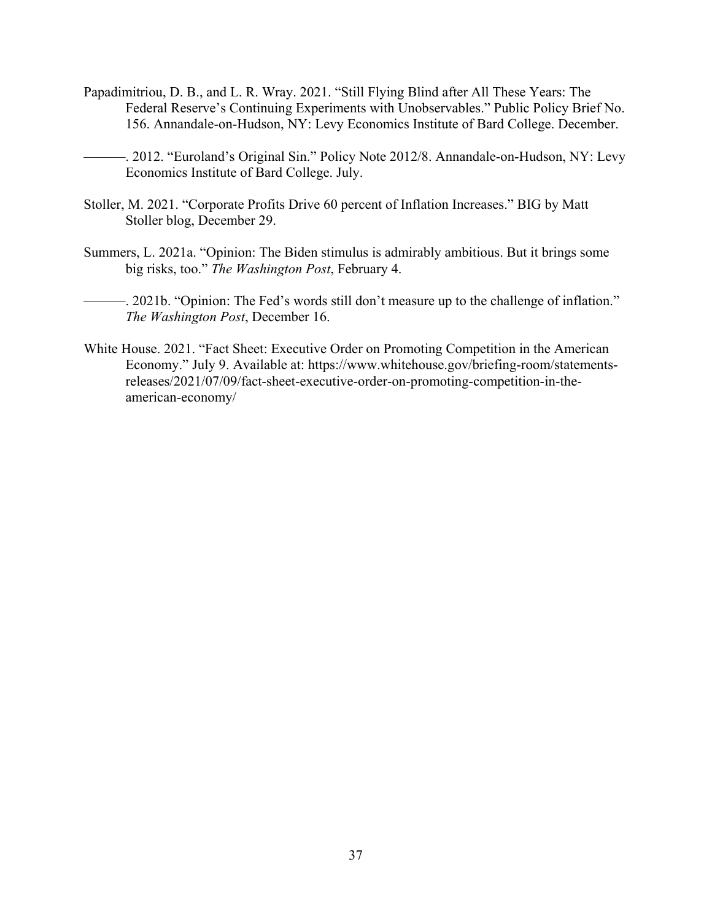Papadimitriou, D. B., and L. R. Wray. 2021. "Still Flying Blind after All These Years: The Federal Reserve's Continuing Experiments with Unobservables." Public Policy Brief No. 156. Annandale-on-Hudson, NY: Levy Economics Institute of Bard College. December.

———. 2012. "Euroland's Original Sin." Policy Note 2012/8. Annandale-on-Hudson, NY: Levy Economics Institute of Bard College. July.

Stoller, M. 2021. "Corporate Profits Drive 60 percent of Inflation Increases." BIG by Matt Stoller blog, December 29.

Summers, L. 2021a. "Opinion: The Biden stimulus is admirably ambitious. But it brings some big risks, too." *The Washington Post*, February 4.

———. 2021b. "Opinion: The Fed's words still don't measure up to the challenge of inflation." *The Washington Post*, December 16.

White House. 2021. "Fact Sheet: Executive Order on Promoting Competition in the American Economy." July 9. Available at: https://www.whitehouse.gov/briefing-room/statements-releases/2021/07/09/fact-sheet-executive-order-on-promoting-competition-in-the-american-economy/